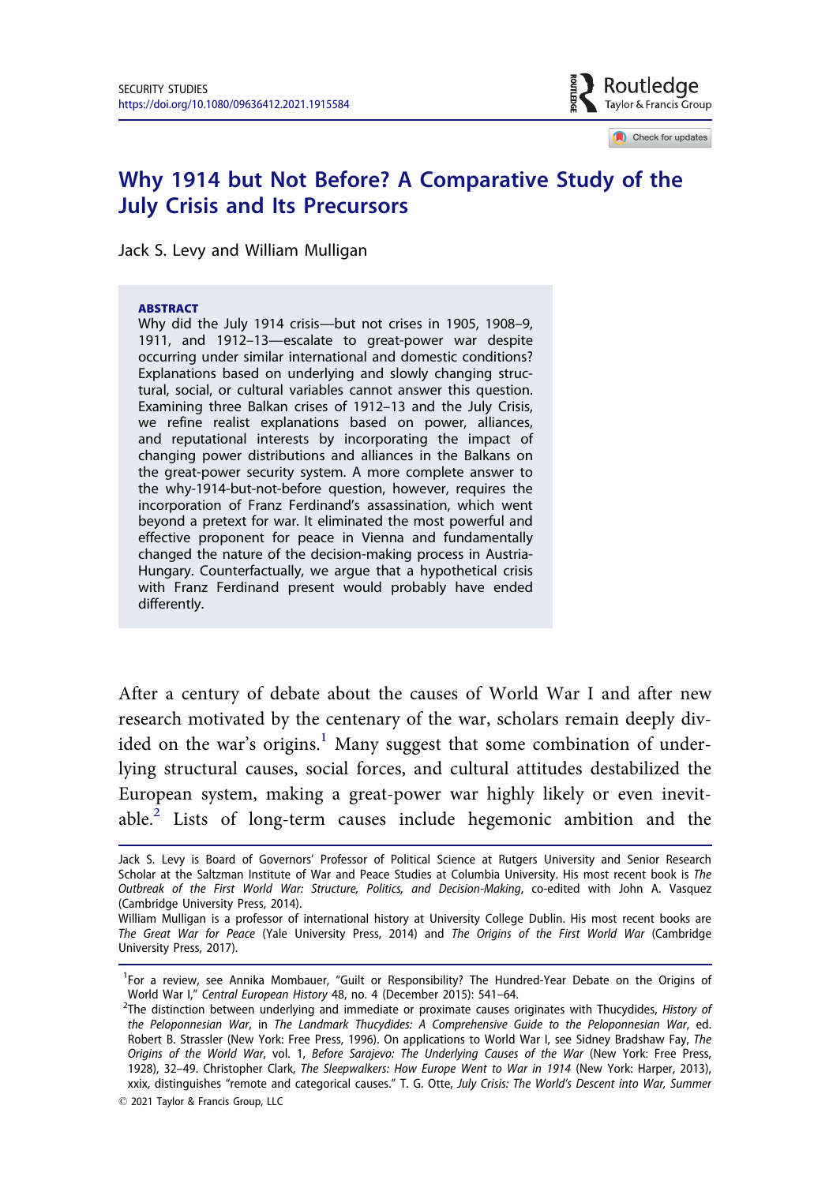# Why 1914 but Not Before? A Comparative Study of the July Crisis and Its Precursors

Jack S. Levy and William Mulligan

**ABSTRACT**

Why did the July 1914 crisis—but not crises in 1905, 1908–9, 1911, and 1912–13—escalate to great-power war despite occurring under similar international and domestic conditions? Explanations based on underlying and slowly changing structural, social, or cultural variables cannot answer this question. Examining three Balkan crises of 1912–13 and the July Crisis, we refine realist explanations based on power, alliances, and reputational interests by incorporating the impact of changing power distributions and alliances in the Balkans on the great-power security system. A more complete answer to the why-1914-but-not-before question, however, requires the incorporation of Franz Ferdinand's assassination, which went beyond a pretext for war. It eliminated the most powerful and effective proponent for peace in Vienna and fundamentally changed the nature of the decision-making process in Austria-Hungary. Counterfactually, we argue that a hypothetical crisis with Franz Ferdinand present would probably have ended differently.

After a century of debate about the causes of World War I and after new research motivated by the centenary of the war, scholars remain deeply divided on the war's origins.[1] Many suggest that some combination of underlying structural causes, social forces, and cultural attitudes destabilized the European system, making a great-power war highly likely or even inevitable.[2] Lists of long-term causes include hegemonic ambition and the

---

Jack S. Levy is Board of Governors' Professor of Political Science at Rutgers University and Senior Research Scholar at the Saltzman Institute of War and Peace Studies at Columbia University. His most recent book is *The Outbreak of the First World War: Structure, Politics, and Decision-Making*, co-edited with John A. Vasquez (Cambridge University Press, 2014).

William Mulligan is a professor of international history at University College Dublin. His most recent books are *The Great War for Peace* (Yale University Press, 2014) and *The Origins of the First World War* (Cambridge University Press, 2017).

[1] For a review, see Annika Mombauer, "Guilt or Responsibility? The Hundred-Year Debate on the Origins of World War I," *Central European History* 48, no. 4 (December 2015): 541–64.

[2] The distinction between underlying and immediate or proximate causes originates with Thucydides, *History of the Peloponnesian War*, in *The Landmark Thucydides: A Comprehensive Guide to the Peloponnesian War*, ed. Robert B. Strassler (New York: Free Press, 1996). On applications to World War I, see Sidney Bradshaw Fay, *The Origins of the World War*, vol. 1, *Before Sarajevo: The Underlying Causes of the War* (New York: Free Press, 1928), 32–49. Christopher Clark, *The Sleepwalkers: How Europe Went to War in 1914* (New York: Harper, 2013), xxix, distinguishes "remote and categorical causes." T. G. Otte, *July Crisis: The World's Descent into War, Summer

© 2021 Taylor & Francis Group, LLC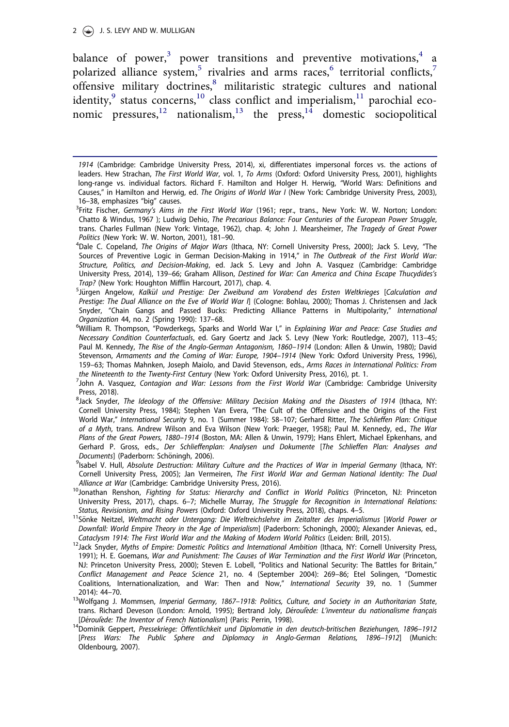balance of power,[3] power transitions and preventive motivations,[4] a polarized alliance system,[5] rivalries and arms races,[6] territorial conflicts,[7] offensive military doctrines,[8] militaristic strategic cultures and national identity,[9] status concerns,[10] class conflict and imperialism,[11] parochial economic pressures,[12] nationalism,[13] the press,[14] domestic sociopolitical

---

*1914* (Cambridge: Cambridge University Press, 2014), xi, differentiates impersonal forces vs. the actions of leaders. Hew Strachan, *The First World War*, vol. 1, *To Arms* (Oxford: Oxford University Press, 2001), highlights long-range vs. individual factors. Richard F. Hamilton and Holger H. Herwig, "World Wars: Definitions and Causes," in Hamilton and Herwig, ed. *The Origins of World War I* (New York: Cambridge University Press, 2003), 16–38, emphasizes "big" causes.

[3]Fritz Fischer, *Germany's Aims in the First World War* (1961; repr., trans., New York: W. W. Norton; London: Chatto & Windus, 1967 ); Ludwig Dehio, *The Precarious Balance: Four Centuries of the European Power Struggle*, trans. Charles Fullman (New York: Vintage, 1962), chap. 4; John J. Mearsheimer, *The Tragedy of Great Power Politics* (New York: W. W. Norton, 2001), 181–90.

[4]Dale C. Copeland, *The Origins of Major Wars* (Ithaca, NY: Cornell University Press, 2000); Jack S. Levy, "The Sources of Preventive Logic in German Decision-Making in 1914," in *The Outbreak of the First World War: Structure, Politics, and Decision-Making*, ed. Jack S. Levy and John A. Vasquez (Cambridge: Cambridge University Press, 2014), 139–66; Graham Allison, *Destined for War: Can America and China Escape Thucydides's Trap?* (New York: Houghton Mifflin Harcourt, 2017), chap. 4.

[5]Jürgen Angelow, *Kalkül und Prestige: Der Zweibund am Vorabend des Ersten Weltkrieges* [*Calculation and Prestige: The Dual Alliance on the Eve of World War I*] (Cologne: Bohlau, 2000); Thomas J. Christensen and Jack Snyder, "Chain Gangs and Passed Bucks: Predicting Alliance Patterns in Multipolarity," *International Organization* 44, no. 2 (Spring 1990): 137–68.

[6]William R. Thompson, "Powderkegs, Sparks and World War I," in *Explaining War and Peace: Case Studies and Necessary Condition Counterfactuals*, ed. Gary Goertz and Jack S. Levy (New York: Routledge, 2007), 113–45; Paul M. Kennedy, *The Rise of the Anglo-German Antagonism, 1860–1914* (London: Allen & Unwin, 1980); David Stevenson, *Armaments and the Coming of War: Europe, 1904–1914* (New York: Oxford University Press, 1996), 159–63; Thomas Mahnken, Joseph Maiolo, and David Stevenson, eds., *Arms Races in International Politics: From the Nineteenth to the Twenty-First Century* (New York: Oxford University Press, 2016), pt. 1.

[7]John A. Vasquez, *Contagion and War: Lessons from the First World War* (Cambridge: Cambridge University Press, 2018).

[8]Jack Snyder, *The Ideology of the Offensive: Military Decision Making and the Disasters of 1914* (Ithaca, NY: Cornell University Press, 1984); Stephen Van Evera, "The Cult of the Offensive and the Origins of the First World War," *International Security* 9, no. 1 (Summer 1984): 58–107; Gerhard Ritter, *The Schlieffen Plan: Critique of a Myth*, trans. Andrew Wilson and Eva Wilson (New York: Praeger, 1958); Paul M. Kennedy, ed., *The War Plans of the Great Powers, 1880–1914* (Boston, MA: Allen & Unwin, 1979); Hans Ehlert, Michael Epkenhans, and Gerhard P. Gross, eds., *Der Schlieffenplan: Analysen und Dokumente* [*The Schlieffen Plan: Analyses and Documents*] (Paderborn: Schöningh, 2006).

[9]Isabel V. Hull, *Absolute Destruction: Military Culture and the Practices of War in Imperial Germany* (Ithaca, NY: Cornell University Press, 2005); Jan Vermeiren, *The First World War and German National Identity: The Dual Alliance at War* (Cambridge: Cambridge University Press, 2016).

[10]Jonathan Renshon, *Fighting for Status: Hierarchy and Conflict in World Politics* (Princeton, NJ: Princeton University Press, 2017), chaps. 6–7; Michelle Murray, *The Struggle for Recognition in International Relations: Status, Revisionism, and Rising Powers* (Oxford: Oxford University Press, 2018), chaps. 4–5.

[11]Sönke Neitzel, *Weltmacht oder Untergang: Die Weltreichslehre im Zeitalter des Imperialismus* [*World Power or Downfall: World Empire Theory in the Age of Imperialism*] (Paderborn: Schoningh, 2000); Alexander Anievas, ed., *Cataclysm 1914: The First World War and the Making of Modern World Politics* (Leiden: Brill, 2015).

[12]Jack Snyder, *Myths of Empire: Domestic Politics and International Ambition* (Ithaca, NY: Cornell University Press, 1991); H. E. Goemans, *War and Punishment: The Causes of War Termination and the First World War* (Princeton, NJ: Princeton University Press, 2000); Steven E. Lobell, "Politics and National Security: The Battles for Britain," *Conflict Management and Peace Science* 21, no. 4 (September 2004): 269–86; Etel Solingen, "Domestic Coalitions, Internationalization, and War: Then and Now," *International Security* 39, no. 1 (Summer 2014): 44–70.

[13]Wolfgang J. Mommsen, *Imperial Germany, 1867–1918: Politics, Culture, and Society in an Authoritarian State*, trans. Richard Deveson (London: Arnold, 1995); Bertrand Joly, *Déroulède: L'inventeur du nationalisme français* [*Déroulède: The Inventor of French Nationalism*] (Paris: Perrin, 1998).

[14]Dominik Geppert, *Pressekriege: Öffentlichkeit und Diplomatie in den deutsch-britischen Beziehungen, 1896–1912* [*Press Wars: The Public Sphere and Diplomacy in Anglo-German Relations, 1896–1912*] (Munich: Oldenbourg, 2007).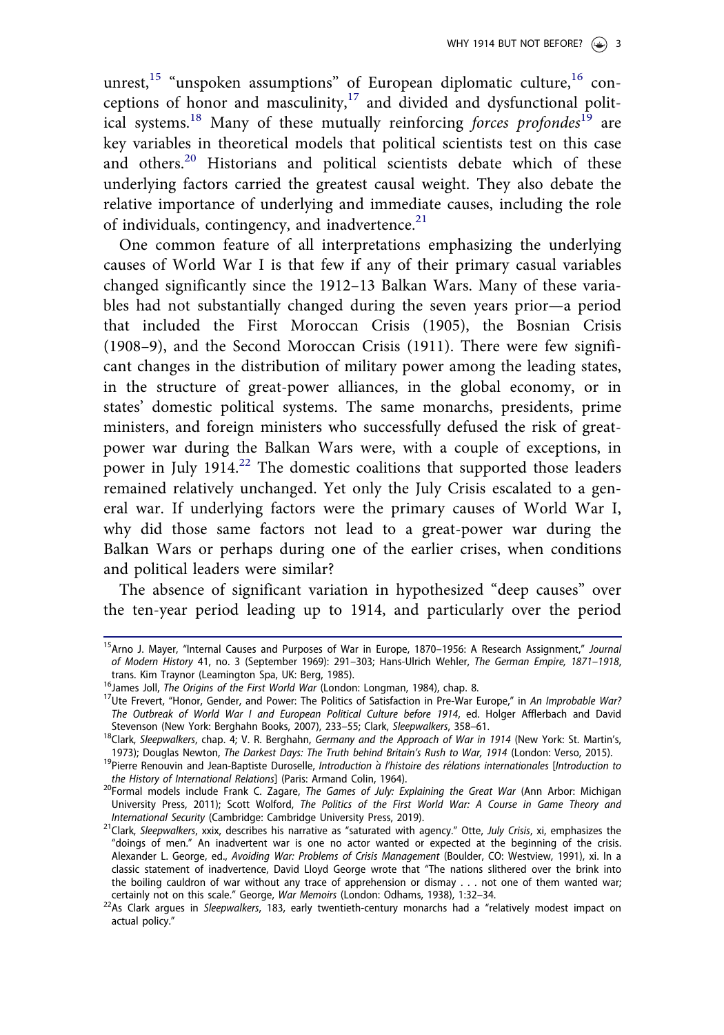unrest,[15] "unspoken assumptions" of European diplomatic culture,[16] conceptions of honor and masculinity,[17] and divided and dysfunctional political systems.[18] Many of these mutually reinforcing *forces profondes*[19] are key variables in theoretical models that political scientists test on this case and others.[20] Historians and political scientists debate which of these underlying factors carried the greatest causal weight. They also debate the relative importance of underlying and immediate causes, including the role of individuals, contingency, and inadvertence.[21]

One common feature of all interpretations emphasizing the underlying causes of World War I is that few if any of their primary casual variables changed significantly since the 1912–13 Balkan Wars. Many of these variables had not substantially changed during the seven years prior—a period that included the First Moroccan Crisis (1905), the Bosnian Crisis (1908–9), and the Second Moroccan Crisis (1911). There were few significant changes in the distribution of military power among the leading states, in the structure of great-power alliances, in the global economy, or in states' domestic political systems. The same monarchs, presidents, prime ministers, and foreign ministers who successfully defused the risk of great-power war during the Balkan Wars were, with a couple of exceptions, in power in July 1914.[22] The domestic coalitions that supported those leaders remained relatively unchanged. Yet only the July Crisis escalated to a general war. If underlying factors were the primary causes of World War I, why did those same factors not lead to a great-power war during the Balkan Wars or perhaps during one of the earlier crises, when conditions and political leaders were similar?

The absence of significant variation in hypothesized "deep causes" over the ten-year period leading up to 1914, and particularly over the period

---

[15] Arno J. Mayer, "Internal Causes and Purposes of War in Europe, 1870–1956: A Research Assignment," *Journal of Modern History* 41, no. 3 (September 1969): 291–303; Hans-Ulrich Wehler, *The German Empire, 1871–1918*, trans. Kim Traynor (Leamington Spa, UK: Berg, 1985).

[16] James Joll, *The Origins of the First World War* (London: Longman, 1984), chap. 8.

[17] Ute Frevert, "Honor, Gender, and Power: The Politics of Satisfaction in Pre-War Europe," in *An Improbable War? The Outbreak of World War I and European Political Culture before 1914*, ed. Holger Afflerbach and David Stevenson (New York: Berghahn Books, 2007), 233–55; Clark, *Sleepwalkers*, 358–61.

[18] Clark, *Sleepwalkers*, chap. 4; V. R. Berghahn, *Germany and the Approach of War in 1914* (New York: St. Martin's, 1973); Douglas Newton, *The Darkest Days: The Truth behind Britain's Rush to War, 1914* (London: Verso, 2015).

[19] Pierre Renouvin and Jean-Baptiste Duroselle, *Introduction à l'histoire des rélations internationales* [*Introduction to the History of International Relations*] (Paris: Armand Colin, 1964).

[20] Formal models include Frank C. Zagare, *The Games of July: Explaining the Great War* (Ann Arbor: Michigan University Press, 2011); Scott Wolford, *The Politics of the First World War: A Course in Game Theory and International Security* (Cambridge: Cambridge University Press, 2019).

[21] Clark, *Sleepwalkers*, xxix, describes his narrative as "saturated with agency." Otte, *July Crisis*, xi, emphasizes the "doings of men." An inadvertent war is one no actor wanted or expected at the beginning of the crisis. Alexander L. George, ed., *Avoiding War: Problems of Crisis Management* (Boulder, CO: Westview, 1991), xi. In a classic statement of inadvertence, David Lloyd George wrote that "The nations slithered over the brink into the boiling cauldron of war without any trace of apprehension or dismay . . . not one of them wanted war; certainly not on this scale." George, *War Memoirs* (London: Odhams, 1938), 1:32–34.

[22] As Clark argues in *Sleepwalkers*, 183, early twentieth-century monarchs had a "relatively modest impact on actual policy."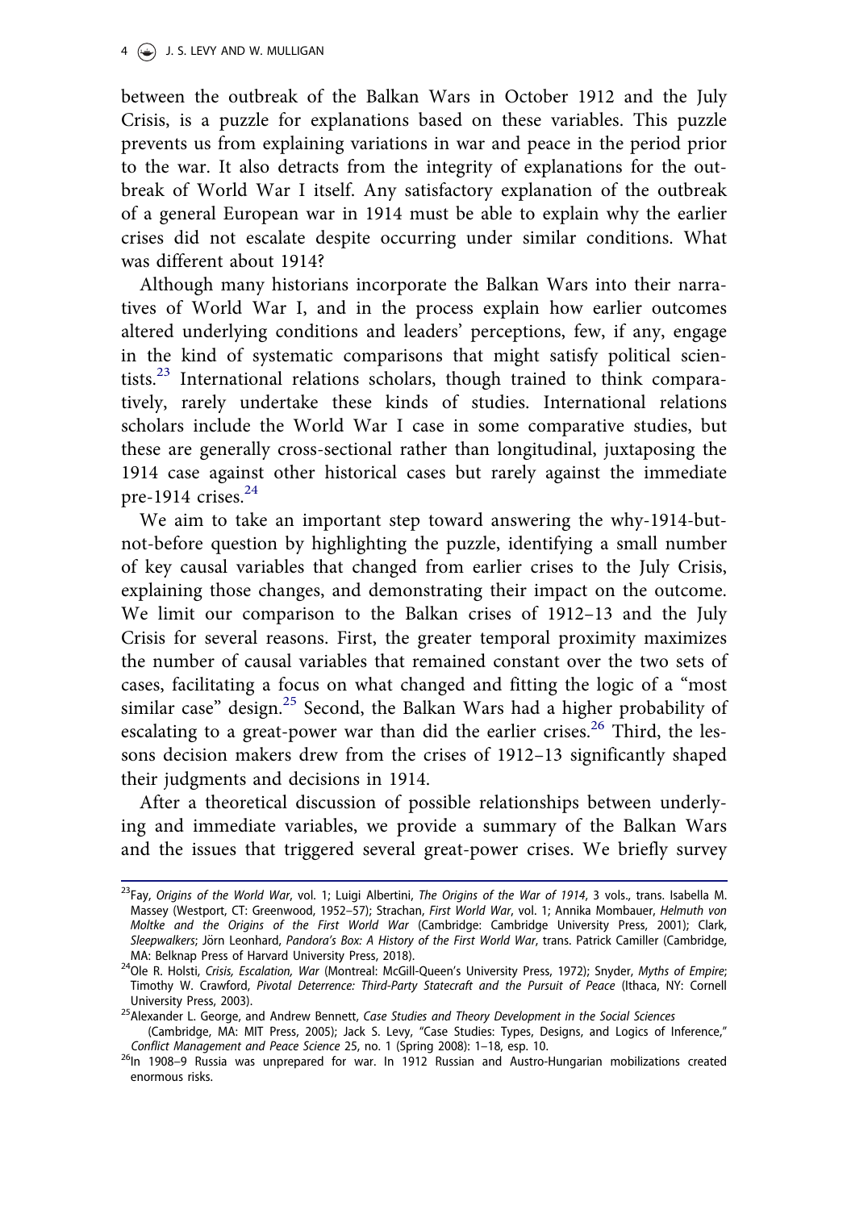between the outbreak of the Balkan Wars in October 1912 and the July Crisis, is a puzzle for explanations based on these variables. This puzzle prevents us from explaining variations in war and peace in the period prior to the war. It also detracts from the integrity of explanations for the outbreak of World War I itself. Any satisfactory explanation of the outbreak of a general European war in 1914 must be able to explain why the earlier crises did not escalate despite occurring under similar conditions. What was different about 1914?

Although many historians incorporate the Balkan Wars into their narratives of World War I, and in the process explain how earlier outcomes altered underlying conditions and leaders' perceptions, few, if any, engage in the kind of systematic comparisons that might satisfy political scientists.[23] International relations scholars, though trained to think comparatively, rarely undertake these kinds of studies. International relations scholars include the World War I case in some comparative studies, but these are generally cross-sectional rather than longitudinal, juxtaposing the 1914 case against other historical cases but rarely against the immediate pre-1914 crises.[24]

We aim to take an important step toward answering the why-1914-but-not-before question by highlighting the puzzle, identifying a small number of key causal variables that changed from earlier crises to the July Crisis, explaining those changes, and demonstrating their impact on the outcome. We limit our comparison to the Balkan crises of 1912–13 and the July Crisis for several reasons. First, the greater temporal proximity maximizes the number of causal variables that remained constant over the two sets of cases, facilitating a focus on what changed and fitting the logic of a "most similar case" design.[25] Second, the Balkan Wars had a higher probability of escalating to a great-power war than did the earlier crises.[26] Third, the lessons decision makers drew from the crises of 1912–13 significantly shaped their judgments and decisions in 1914.

After a theoretical discussion of possible relationships between underlying and immediate variables, we provide a summary of the Balkan Wars and the issues that triggered several great-power crises. We briefly survey

[23] Fay, *Origins of the World War*, vol. 1; Luigi Albertini, *The Origins of the War of 1914*, 3 vols., trans. Isabella M. Massey (Westport, CT: Greenwood, 1952–57); Strachan, *First World War*, vol. 1; Annika Mombauer, *Helmuth von Moltke and the Origins of the First World War* (Cambridge: Cambridge University Press, 2001); Clark, *Sleepwalkers*; Jörn Leonhard, *Pandora's Box: A History of the First World War*, trans. Patrick Camiller (Cambridge, MA: Belknap Press of Harvard University Press, 2018).

[24] Ole R. Holsti, *Crisis, Escalation, War* (Montreal: McGill-Queen's University Press, 1972); Snyder, *Myths of Empire*; Timothy W. Crawford, *Pivotal Deterrence: Third-Party Statecraft and the Pursuit of Peace* (Ithaca, NY: Cornell University Press, 2003).

[25] Alexander L. George, and Andrew Bennett, *Case Studies and Theory Development in the Social Sciences* (Cambridge, MA: MIT Press, 2005); Jack S. Levy, "Case Studies: Types, Designs, and Logics of Inference," *Conflict Management and Peace Science* 25, no. 1 (Spring 2008): 1–18, esp. 10.

[26] In 1908–9 Russia was unprepared for war. In 1912 Russian and Austro-Hungarian mobilizations created enormous risks.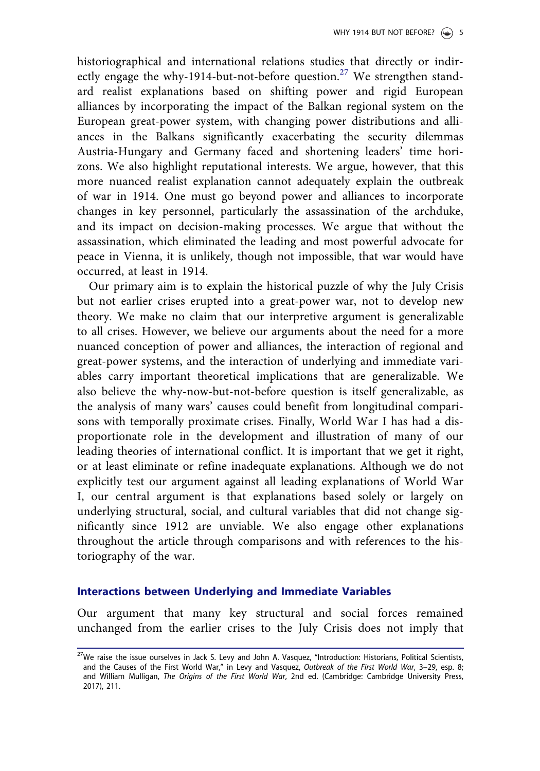historiographical and international relations studies that directly or indirectly engage the why-1914-but-not-before question.[27] We strengthen standard realist explanations based on shifting power and rigid European alliances by incorporating the impact of the Balkan regional system on the European great-power system, with changing power distributions and alliances in the Balkans significantly exacerbating the security dilemmas Austria-Hungary and Germany faced and shortening leaders' time horizons. We also highlight reputational interests. We argue, however, that this more nuanced realist explanation cannot adequately explain the outbreak of war in 1914. One must go beyond power and alliances to incorporate changes in key personnel, particularly the assassination of the archduke, and its impact on decision-making processes. We argue that without the assassination, which eliminated the leading and most powerful advocate for peace in Vienna, it is unlikely, though not impossible, that war would have occurred, at least in 1914.

Our primary aim is to explain the historical puzzle of why the July Crisis but not earlier crises erupted into a great-power war, not to develop new theory. We make no claim that our interpretive argument is generalizable to all crises. However, we believe our arguments about the need for a more nuanced conception of power and alliances, the interaction of regional and great-power systems, and the interaction of underlying and immediate variables carry important theoretical implications that are generalizable. We also believe the why-now-but-not-before question is itself generalizable, as the analysis of many wars' causes could benefit from longitudinal comparisons with temporally proximate crises. Finally, World War I has had a disproportionate role in the development and illustration of many of our leading theories of international conflict. It is important that we get it right, or at least eliminate or refine inadequate explanations. Although we do not explicitly test our argument against all leading explanations of World War I, our central argument is that explanations based solely or largely on underlying structural, social, and cultural variables that did not change significantly since 1912 are unviable. We also engage other explanations throughout the article through comparisons and with references to the historiography of the war.

## Interactions between Underlying and Immediate Variables

Our argument that many key structural and social forces remained unchanged from the earlier crises to the July Crisis does not imply that

[27] We raise the issue ourselves in Jack S. Levy and John A. Vasquez, "Introduction: Historians, Political Scientists, and the Causes of the First World War," in Levy and Vasquez, *Outbreak of the First World War*, 3–29, esp. 8; and William Mulligan, *The Origins of the First World War*, 2nd ed. (Cambridge: Cambridge University Press, 2017), 211.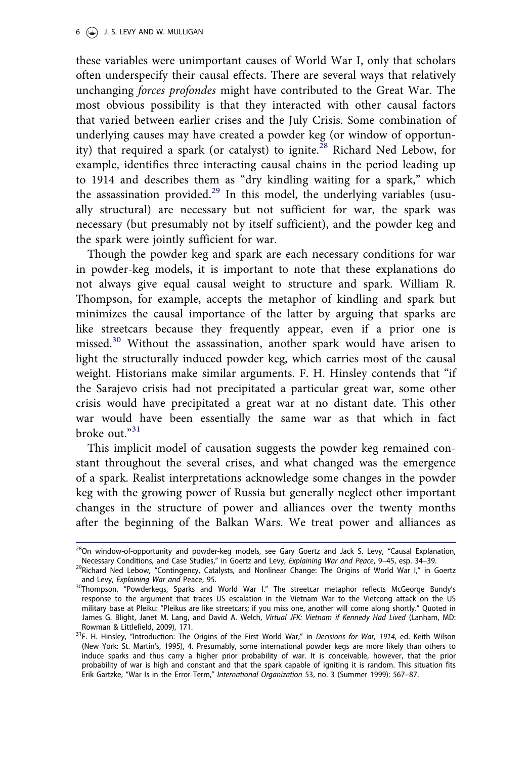these variables were unimportant causes of World War I, only that scholars often underspecify their causal effects. There are several ways that relatively unchanging *forces profondes* might have contributed to the Great War. The most obvious possibility is that they interacted with other causal factors that varied between earlier crises and the July Crisis. Some combination of underlying causes may have created a powder keg (or window of opportunity) that required a spark (or catalyst) to ignite.[28] Richard Ned Lebow, for example, identifies three interacting causal chains in the period leading up to 1914 and describes them as "dry kindling waiting for a spark," which the assassination provided.[29] In this model, the underlying variables (usually structural) are necessary but not sufficient for war, the spark was necessary (but presumably not by itself sufficient), and the powder keg and the spark were jointly sufficient for war.

Though the powder keg and spark are each necessary conditions for war in powder-keg models, it is important to note that these explanations do not always give equal causal weight to structure and spark. William R. Thompson, for example, accepts the metaphor of kindling and spark but minimizes the causal importance of the latter by arguing that sparks are like streetcars because they frequently appear, even if a prior one is missed.[30] Without the assassination, another spark would have arisen to light the structurally induced powder keg, which carries most of the causal weight. Historians make similar arguments. F. H. Hinsley contends that "if the Sarajevo crisis had not precipitated a particular great war, some other crisis would have precipitated a great war at no distant date. This other war would have been essentially the same war as that which in fact broke out."[31]

This implicit model of causation suggests the powder keg remained constant throughout the several crises, and what changed was the emergence of a spark. Realist interpretations acknowledge some changes in the powder keg with the growing power of Russia but generally neglect other important changes in the structure of power and alliances over the twenty months after the beginning of the Balkan Wars. We treat power and alliances as

---

[28] On window-of-opportunity and powder-keg models, see Gary Goertz and Jack S. Levy, "Causal Explanation, Necessary Conditions, and Case Studies," in Goertz and Levy, *Explaining War and Peace*, 9–45, esp. 34–39.

[29] Richard Ned Lebow, "Contingency, Catalysts, and Nonlinear Change: The Origins of World War I," in Goertz and Levy, *Explaining War and* Peace, 95.

[30] Thompson, "Powderkegs, Sparks and World War I." The streetcar metaphor reflects McGeorge Bundy's response to the argument that traces US escalation in the Vietnam War to the Vietcong attack on the US military base at Pleiku: "Pleikus are like streetcars; if you miss one, another will come along shortly." Quoted in James G. Blight, Janet M. Lang, and David A. Welch, *Virtual JFK: Vietnam if Kennedy Had Lived* (Lanham, MD: Rowman & Littlefield, 2009), 171.

[31] F. H. Hinsley, "Introduction: The Origins of the First World War," in *Decisions for War, 1914*, ed. Keith Wilson (New York: St. Martin's, 1995), 4. Presumably, some international powder kegs are more likely than others to induce sparks and thus carry a higher prior probability of war. It is conceivable, however, that the prior probability of war is high and constant and that the spark capable of igniting it is random. This situation fits Erik Gartzke, "War Is in the Error Term," *International Organization* 53, no. 3 (Summer 1999): 567–87.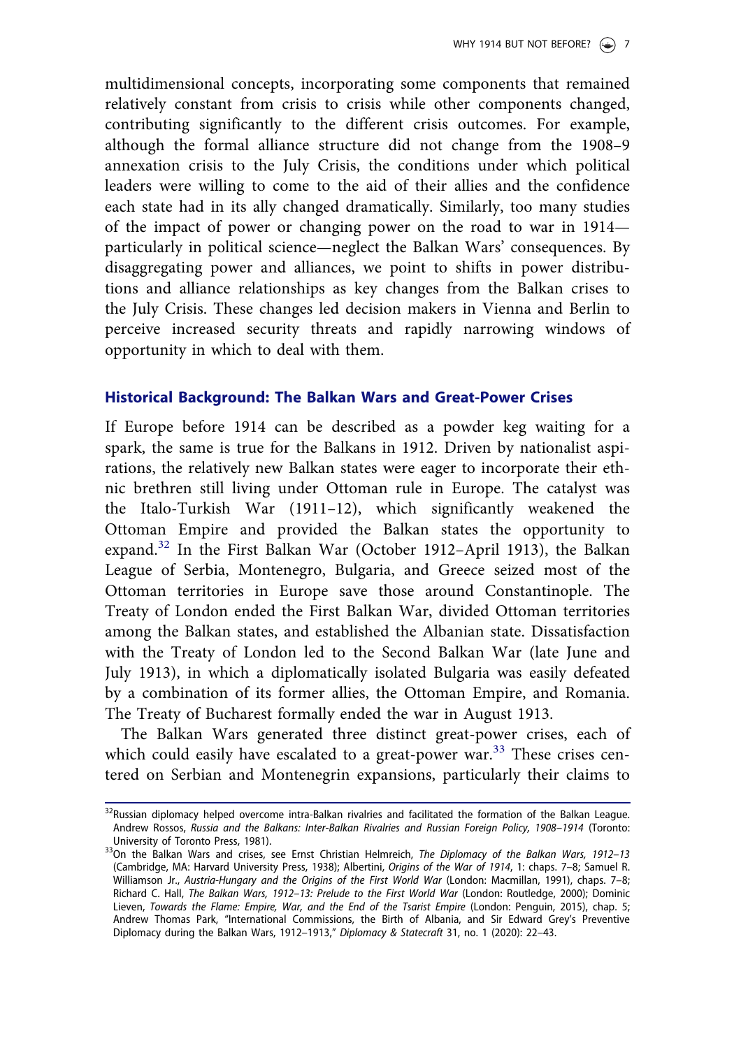multidimensional concepts, incorporating some components that remained relatively constant from crisis to crisis while other components changed, contributing significantly to the different crisis outcomes. For example, although the formal alliance structure did not change from the 1908–9 annexation crisis to the July Crisis, the conditions under which political leaders were willing to come to the aid of their allies and the confidence each state had in its ally changed dramatically. Similarly, too many studies of the impact of power or changing power on the road to war in 1914—particularly in political science—neglect the Balkan Wars' consequences. By disaggregating power and alliances, we point to shifts in power distributions and alliance relationships as key changes from the Balkan crises to the July Crisis. These changes led decision makers in Vienna and Berlin to perceive increased security threats and rapidly narrowing windows of opportunity in which to deal with them.

## Historical Background: The Balkan Wars and Great-Power Crises

If Europe before 1914 can be described as a powder keg waiting for a spark, the same is true for the Balkans in 1912. Driven by nationalist aspirations, the relatively new Balkan states were eager to incorporate their ethnic brethren still living under Ottoman rule in Europe. The catalyst was the Italo-Turkish War (1911–12), which significantly weakened the Ottoman Empire and provided the Balkan states the opportunity to expand.[32] In the First Balkan War (October 1912–April 1913), the Balkan League of Serbia, Montenegro, Bulgaria, and Greece seized most of the Ottoman territories in Europe save those around Constantinople. The Treaty of London ended the First Balkan War, divided Ottoman territories among the Balkan states, and established the Albanian state. Dissatisfaction with the Treaty of London led to the Second Balkan War (late June and July 1913), in which a diplomatically isolated Bulgaria was easily defeated by a combination of its former allies, the Ottoman Empire, and Romania. The Treaty of Bucharest formally ended the war in August 1913.

The Balkan Wars generated three distinct great-power crises, each of which could easily have escalated to a great-power war.[33] These crises centered on Serbian and Montenegrin expansions, particularly their claims to

---

[32] Russian diplomacy helped overcome intra-Balkan rivalries and facilitated the formation of the Balkan League. Andrew Rossos, *Russia and the Balkans: Inter-Balkan Rivalries and Russian Foreign Policy, 1908–1914* (Toronto: University of Toronto Press, 1981).

[33] On the Balkan Wars and crises, see Ernst Christian Helmreich, *The Diplomacy of the Balkan Wars, 1912–13* (Cambridge, MA: Harvard University Press, 1938); Albertini, *Origins of the War of 1914*, 1: chaps. 7–8; Samuel R. Williamson Jr., *Austria-Hungary and the Origins of the First World War* (London: Macmillan, 1991), chaps. 7–8; Richard C. Hall, *The Balkan Wars, 1912–13: Prelude to the First World War* (London: Routledge, 2000); Dominic Lieven, *Towards the Flame: Empire, War, and the End of the Tsarist Empire* (London: Penguin, 2015), chap. 5; Andrew Thomas Park, "International Commissions, the Birth of Albania, and Sir Edward Grey's Preventive Diplomacy during the Balkan Wars, 1912–1913," *Diplomacy & Statecraft* 31, no. 1 (2020): 22–43.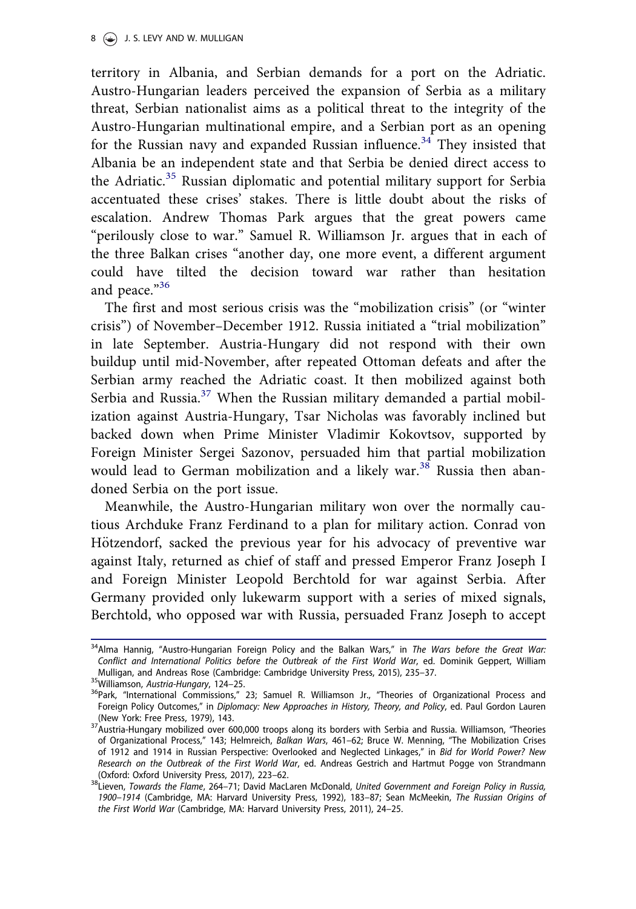territory in Albania, and Serbian demands for a port on the Adriatic. Austro-Hungarian leaders perceived the expansion of Serbia as a military threat, Serbian nationalist aims as a political threat to the integrity of the Austro-Hungarian multinational empire, and a Serbian port as an opening for the Russian navy and expanded Russian influence.[34] They insisted that Albania be an independent state and that Serbia be denied direct access to the Adriatic.[35] Russian diplomatic and potential military support for Serbia accentuated these crises' stakes. There is little doubt about the risks of escalation. Andrew Thomas Park argues that the great powers came "perilously close to war." Samuel R. Williamson Jr. argues that in each of the three Balkan crises "another day, one more event, a different argument could have tilted the decision toward war rather than hesitation and peace."[36]

The first and most serious crisis was the "mobilization crisis" (or "winter crisis") of November–December 1912. Russia initiated a "trial mobilization" in late September. Austria-Hungary did not respond with their own buildup until mid-November, after repeated Ottoman defeats and after the Serbian army reached the Adriatic coast. It then mobilized against both Serbia and Russia.[37] When the Russian military demanded a partial mobilization against Austria-Hungary, Tsar Nicholas was favorably inclined but backed down when Prime Minister Vladimir Kokovtsov, supported by Foreign Minister Sergei Sazonov, persuaded him that partial mobilization would lead to German mobilization and a likely war.[38] Russia then abandoned Serbia on the port issue.

Meanwhile, the Austro-Hungarian military won over the normally cautious Archduke Franz Ferdinand to a plan for military action. Conrad von Hötzendorf, sacked the previous year for his advocacy of preventive war against Italy, returned as chief of staff and pressed Emperor Franz Joseph I and Foreign Minister Leopold Berchtold for war against Serbia. After Germany provided only lukewarm support with a series of mixed signals, Berchtold, who opposed war with Russia, persuaded Franz Joseph to accept

---

[34] Alma Hannig, "Austro-Hungarian Foreign Policy and the Balkan Wars," in *The Wars before the Great War: Conflict and International Politics before the Outbreak of the First World War*, ed. Dominik Geppert, William Mulligan, and Andreas Rose (Cambridge: Cambridge University Press, 2015), 235–37.

[35] Williamson, *Austria-Hungary*, 124–25.

[36] Park, "International Commissions," 23; Samuel R. Williamson Jr., "Theories of Organizational Process and Foreign Policy Outcomes," in *Diplomacy: New Approaches in History, Theory, and Policy*, ed. Paul Gordon Lauren (New York: Free Press, 1979), 143.

[37] Austria-Hungary mobilized over 600,000 troops along its borders with Serbia and Russia. Williamson, "Theories of Organizational Process," 143; Helmreich, *Balkan Wars*, 461–62; Bruce W. Menning, "The Mobilization Crises of 1912 and 1914 in Russian Perspective: Overlooked and Neglected Linkages," in *Bid for World Power? New Research on the Outbreak of the First World War*, ed. Andreas Gestrich and Hartmut Pogge von Strandmann (Oxford: Oxford University Press, 2017), 223–62.

[38] Lieven, *Towards the Flame*, 264–71; David MacLaren McDonald, *United Government and Foreign Policy in Russia, 1900–1914* (Cambridge, MA: Harvard University Press, 1992), 183–87; Sean McMeekin, *The Russian Origins of the First World War* (Cambridge, MA: Harvard University Press, 2011), 24–25.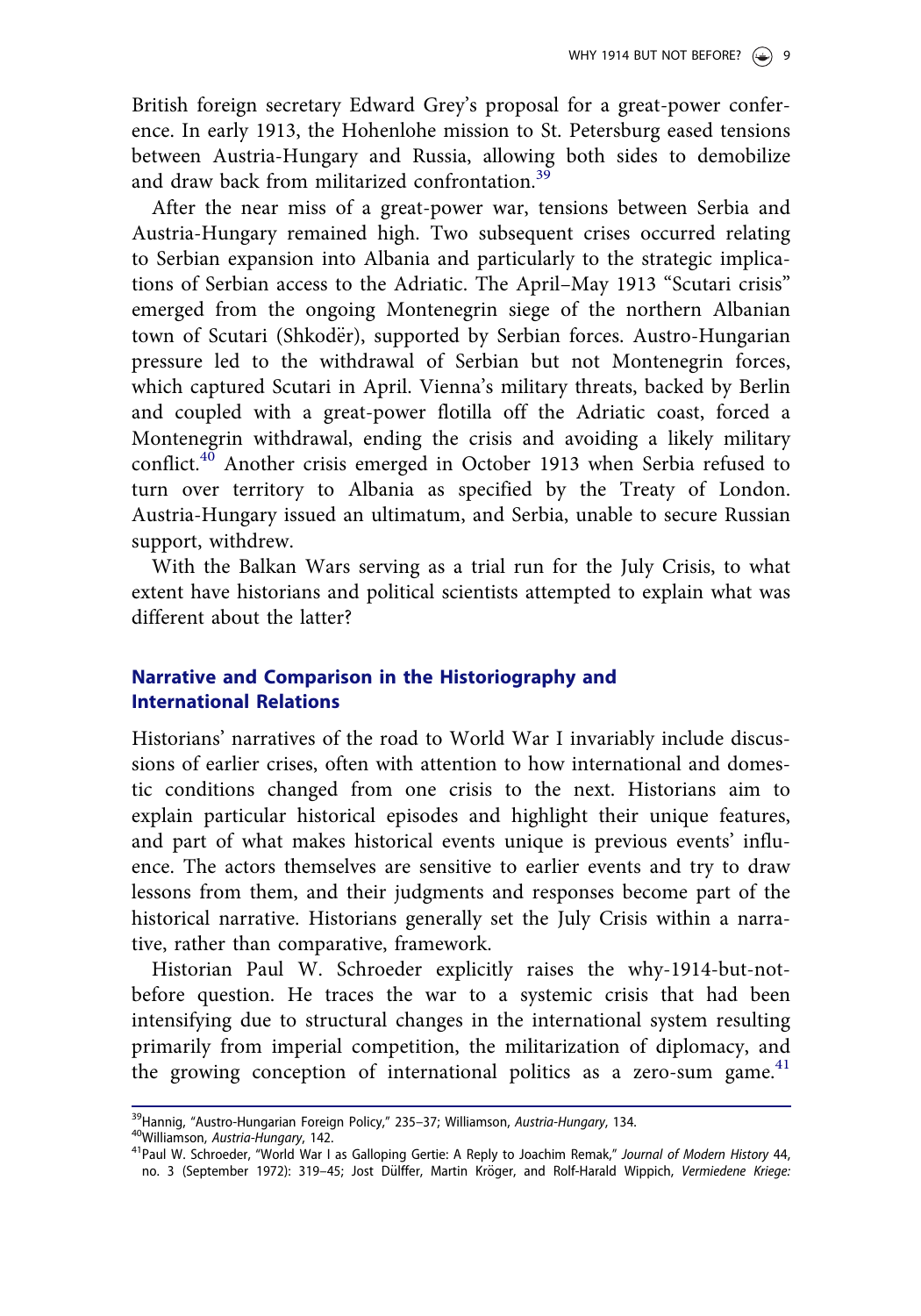British foreign secretary Edward Grey's proposal for a great-power conference. In early 1913, the Hohenlohe mission to St. Petersburg eased tensions between Austria-Hungary and Russia, allowing both sides to demobilize and draw back from militarized confrontation.[39]

After the near miss of a great-power war, tensions between Serbia and Austria-Hungary remained high. Two subsequent crises occurred relating to Serbian expansion into Albania and particularly to the strategic implications of Serbian access to the Adriatic. The April–May 1913 "Scutari crisis" emerged from the ongoing Montenegrin siege of the northern Albanian town of Scutari (Shkodër), supported by Serbian forces. Austro-Hungarian pressure led to the withdrawal of Serbian but not Montenegrin forces, which captured Scutari in April. Vienna's military threats, backed by Berlin and coupled with a great-power flotilla off the Adriatic coast, forced a Montenegrin withdrawal, ending the crisis and avoiding a likely military conflict.[40] Another crisis emerged in October 1913 when Serbia refused to turn over territory to Albania as specified by the Treaty of London. Austria-Hungary issued an ultimatum, and Serbia, unable to secure Russian support, withdrew.

With the Balkan Wars serving as a trial run for the July Crisis, to what extent have historians and political scientists attempted to explain what was different about the latter?

## Narrative and Comparison in the Historiography and International Relations

Historians' narratives of the road to World War I invariably include discussions of earlier crises, often with attention to how international and domestic conditions changed from one crisis to the next. Historians aim to explain particular historical episodes and highlight their unique features, and part of what makes historical events unique is previous events' influence. The actors themselves are sensitive to earlier events and try to draw lessons from them, and their judgments and responses become part of the historical narrative. Historians generally set the July Crisis within a narrative, rather than comparative, framework.

Historian Paul W. Schroeder explicitly raises the why-1914-but-not-before question. He traces the war to a systemic crisis that had been intensifying due to structural changes in the international system resulting primarily from imperial competition, the militarization of diplomacy, and the growing conception of international politics as a zero-sum game.[41]

---

[39] Hannig, "Austro-Hungarian Foreign Policy," 235–37; Williamson, *Austria-Hungary*, 134.

[40] Williamson, *Austria-Hungary*, 142.

[41] Paul W. Schroeder, "World War I as Galloping Gertie: A Reply to Joachim Remak," *Journal of Modern History* 44, no. 3 (September 1972): 319–45; Jost Dülffer, Martin Kröger, and Rolf-Harald Wippich, *Vermiedene Kriege:*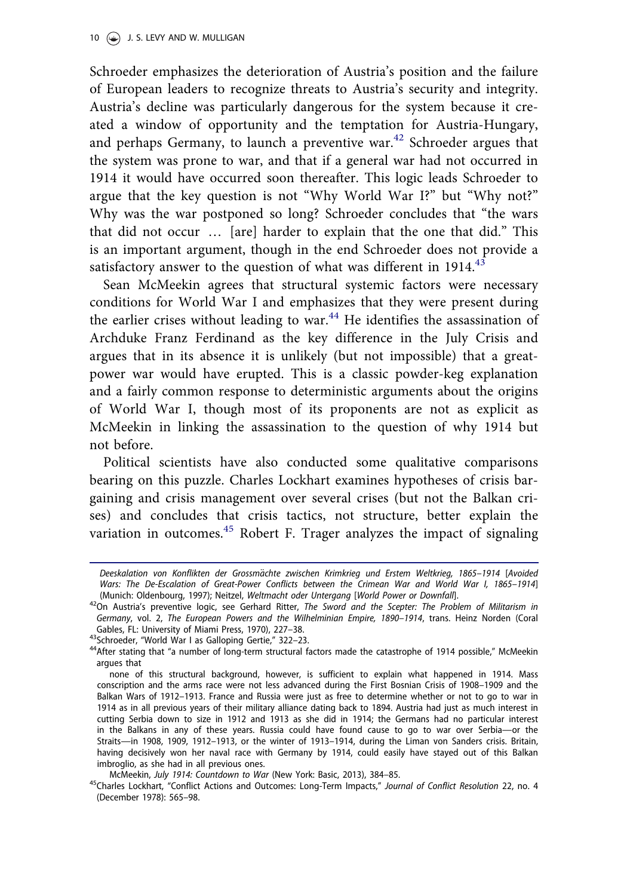Schroeder emphasizes the deterioration of Austria's position and the failure of European leaders to recognize threats to Austria's security and integrity. Austria's decline was particularly dangerous for the system because it created a window of opportunity and the temptation for Austria-Hungary, and perhaps Germany, to launch a preventive war.[42] Schroeder argues that the system was prone to war, and that if a general war had not occurred in 1914 it would have occurred soon thereafter. This logic leads Schroeder to argue that the key question is not "Why World War I?" but "Why not?" Why was the war postponed so long? Schroeder concludes that "the wars that did not occur … [are] harder to explain that the one that did." This is an important argument, though in the end Schroeder does not provide a satisfactory answer to the question of what was different in 1914.[43]

Sean McMeekin agrees that structural systemic factors were necessary conditions for World War I and emphasizes that they were present during the earlier crises without leading to war.[44] He identifies the assassination of Archduke Franz Ferdinand as the key difference in the July Crisis and argues that in its absence it is unlikely (but not impossible) that a great-power war would have erupted. This is a classic powder-keg explanation and a fairly common response to deterministic arguments about the origins of World War I, though most of its proponents are not as explicit as McMeekin in linking the assassination to the question of why 1914 but not before.

Political scientists have also conducted some qualitative comparisons bearing on this puzzle. Charles Lockhart examines hypotheses of crisis bargaining and crisis management over several crises (but not the Balkan crises) and concludes that crisis tactics, not structure, better explain the variation in outcomes.[45] Robert F. Trager analyzes the impact of signaling

---

*Deeskalation von Konflikten der Grossmächte zwischen Krimkrieg und Erstem Weltkrieg, 1865–1914* [*Avoided Wars: The De-Escalation of Great-Power Conflicts between the Crimean War and World War I, 1865–1914*] (Munich: Oldenbourg, 1997); Neitzel, *Weltmacht oder Untergang* [*World Power or Downfall*].

[42] On Austria's preventive logic, see Gerhard Ritter, *The Sword and the Scepter: The Problem of Militarism in Germany*, vol. 2, *The European Powers and the Wilhelminian Empire, 1890–1914*, trans. Heinz Norden (Coral Gables, FL: University of Miami Press, 1970), 227–38.

[43] Schroeder, "World War I as Galloping Gertie," 322–23.

[44] After stating that "a number of long-term structural factors made the catastrophe of 1914 possible," McMeekin argues that

> none of this structural background, however, is sufficient to explain what happened in 1914. Mass conscription and the arms race were not less advanced during the First Bosnian Crisis of 1908–1909 and the Balkan Wars of 1912–1913. France and Russia were just as free to determine whether or not to go to war in 1914 as in all previous years of their military alliance dating back to 1894. Austria had just as much interest in cutting Serbia down to size in 1912 and 1913 as she did in 1914; the Germans had no particular interest in the Balkans in any of these years. Russia could have found cause to go to war over Serbia—or the Straits—in 1908, 1909, 1912–1913, or the winter of 1913–1914, during the Liman von Sanders crisis. Britain, having decisively won her naval race with Germany by 1914, could easily have stayed out of this Balkan imbroglio, as she had in all previous ones.

McMeekin, *July 1914: Countdown to War* (New York: Basic, 2013), 384–85.

[45] Charles Lockhart, "Conflict Actions and Outcomes: Long-Term Impacts," *Journal of Conflict Resolution* 22, no. 4 (December 1978): 565–98.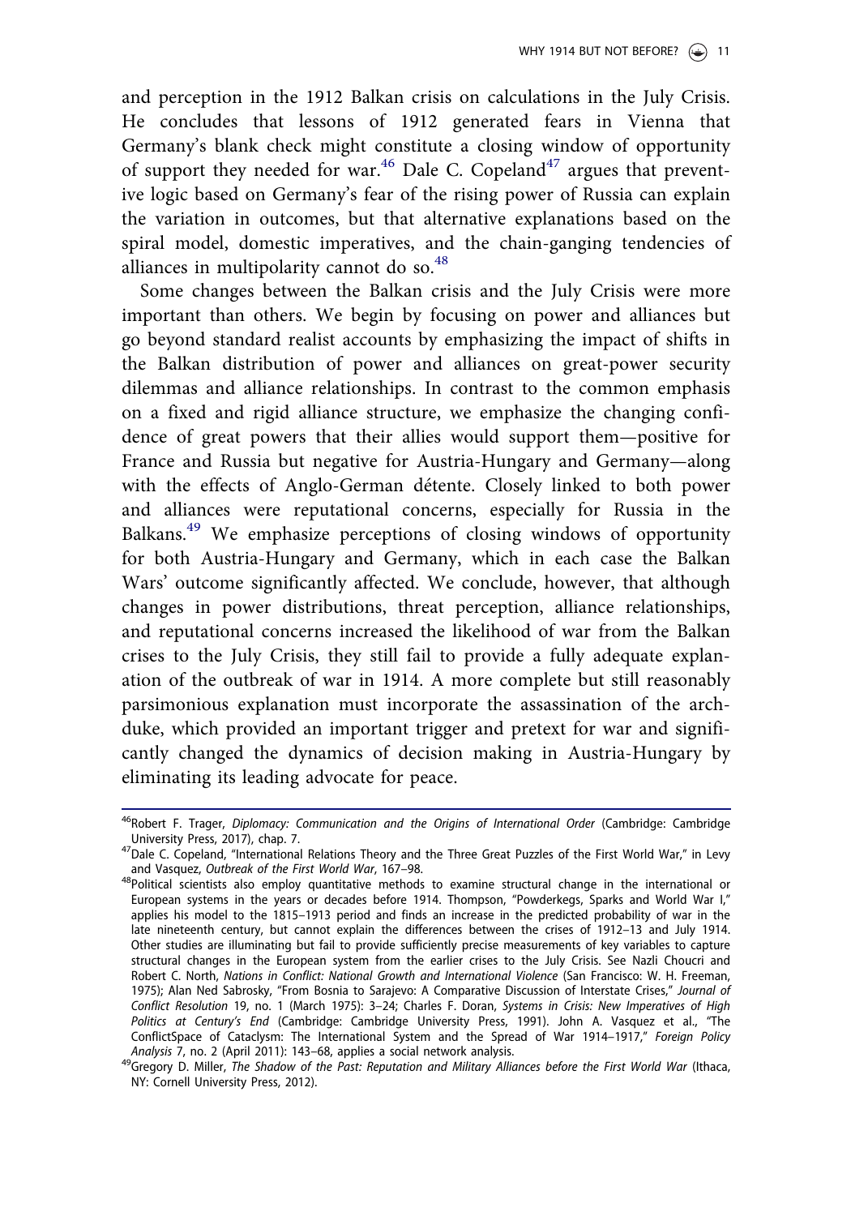and perception in the 1912 Balkan crisis on calculations in the July Crisis. He concludes that lessons of 1912 generated fears in Vienna that Germany's blank check might constitute a closing window of opportunity of support they needed for war.[46] Dale C. Copeland[47] argues that preventive logic based on Germany's fear of the rising power of Russia can explain the variation in outcomes, but that alternative explanations based on the spiral model, domestic imperatives, and the chain-ganging tendencies of alliances in multipolarity cannot do so.[48]

Some changes between the Balkan crisis and the July Crisis were more important than others. We begin by focusing on power and alliances but go beyond standard realist accounts by emphasizing the impact of shifts in the Balkan distribution of power and alliances on great-power security dilemmas and alliance relationships. In contrast to the common emphasis on a fixed and rigid alliance structure, we emphasize the changing confidence of great powers that their allies would support them—positive for France and Russia but negative for Austria-Hungary and Germany—along with the effects of Anglo-German détente. Closely linked to both power and alliances were reputational concerns, especially for Russia in the Balkans.[49] We emphasize perceptions of closing windows of opportunity for both Austria-Hungary and Germany, which in each case the Balkan Wars' outcome significantly affected. We conclude, however, that although changes in power distributions, threat perception, alliance relationships, and reputational concerns increased the likelihood of war from the Balkan crises to the July Crisis, they still fail to provide a fully adequate explanation of the outbreak of war in 1914. A more complete but still reasonably parsimonious explanation must incorporate the assassination of the archduke, which provided an important trigger and pretext for war and significantly changed the dynamics of decision making in Austria-Hungary by eliminating its leading advocate for peace.

---

[46] Robert F. Trager, *Diplomacy: Communication and the Origins of International Order* (Cambridge: Cambridge University Press, 2017), chap. 7.

[47] Dale C. Copeland, "International Relations Theory and the Three Great Puzzles of the First World War," in Levy and Vasquez, *Outbreak of the First World War*, 167–98.

[48] Political scientists also employ quantitative methods to examine structural change in the international or European systems in the years or decades before 1914. Thompson, "Powderkegs, Sparks and World War I," applies his model to the 1815–1913 period and finds an increase in the predicted probability of war in the late nineteenth century, but cannot explain the differences between the crises of 1912–13 and July 1914. Other studies are illuminating but fail to provide sufficiently precise measurements of key variables to capture structural changes in the European system from the earlier crises to the July Crisis. See Nazli Choucri and Robert C. North, *Nations in Conflict: National Growth and International Violence* (San Francisco: W. H. Freeman, 1975); Alan Ned Sabrosky, "From Bosnia to Sarajevo: A Comparative Discussion of Interstate Crises," *Journal of Conflict Resolution* 19, no. 1 (March 1975): 3–24; Charles F. Doran, *Systems in Crisis: New Imperatives of High Politics at Century's End* (Cambridge: Cambridge University Press, 1991). John A. Vasquez et al., "The ConflictSpace of Cataclysm: The International System and the Spread of War 1914–1917," *Foreign Policy Analysis* 7, no. 2 (April 2011): 143–68, applies a social network analysis.

[49] Gregory D. Miller, *The Shadow of the Past: Reputation and Military Alliances before the First World War* (Ithaca, NY: Cornell University Press, 2012).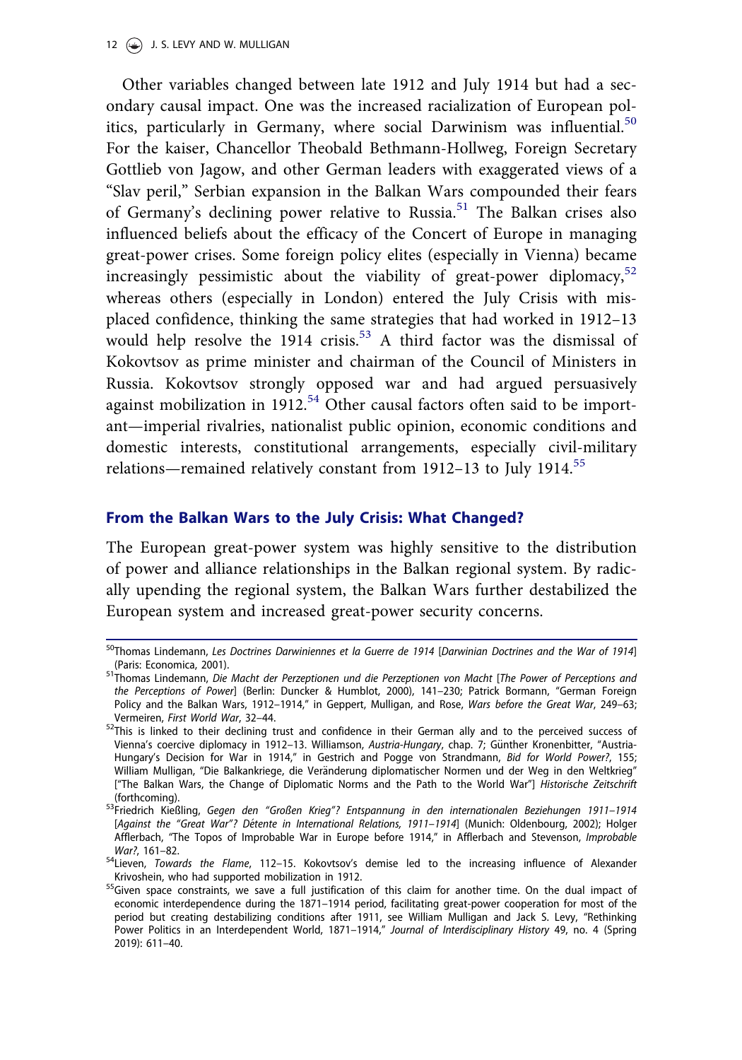Other variables changed between late 1912 and July 1914 but had a secondary causal impact. One was the increased racialization of European politics, particularly in Germany, where social Darwinism was influential.[50] For the kaiser, Chancellor Theobald Bethmann-Hollweg, Foreign Secretary Gottlieb von Jagow, and other German leaders with exaggerated views of a "Slav peril," Serbian expansion in the Balkan Wars compounded their fears of Germany's declining power relative to Russia.[51] The Balkan crises also influenced beliefs about the efficacy of the Concert of Europe in managing great-power crises. Some foreign policy elites (especially in Vienna) became increasingly pessimistic about the viability of great-power diplomacy,[52] whereas others (especially in London) entered the July Crisis with misplaced confidence, thinking the same strategies that had worked in 1912–13 would help resolve the 1914 crisis.[53] A third factor was the dismissal of Kokovtsov as prime minister and chairman of the Council of Ministers in Russia. Kokovtsov strongly opposed war and had argued persuasively against mobilization in 1912.[54] Other causal factors often said to be important—imperial rivalries, nationalist public opinion, economic conditions and domestic interests, constitutional arrangements, especially civil-military relations—remained relatively constant from 1912–13 to July 1914.[55]

## From the Balkan Wars to the July Crisis: What Changed?

The European great-power system was highly sensitive to the distribution of power and alliance relationships in the Balkan regional system. By radically upending the regional system, the Balkan Wars further destabilized the European system and increased great-power security concerns.

---

[50] Thomas Lindemann, *Les Doctrines Darwiniennes et la Guerre de 1914* [*Darwinian Doctrines and the War of 1914*] (Paris: Economica, 2001).

[51] Thomas Lindemann, *Die Macht der Perzeptionen und die Perzeptionen von Macht* [*The Power of Perceptions and the Perceptions of Power*] (Berlin: Duncker & Humblot, 2000), 141–230; Patrick Bormann, "German Foreign Policy and the Balkan Wars, 1912–1914," in Geppert, Mulligan, and Rose, *Wars before the Great War*, 249–63; Vermeiren, *First World War*, 32–44.

[52] This is linked to their declining trust and confidence in their German ally and to the perceived success of Vienna's coercive diplomacy in 1912–13. Williamson, *Austria-Hungary*, chap. 7; Günther Kronenbitter, "Austria-Hungary's Decision for War in 1914," in Gestrich and Pogge von Strandmann, *Bid for World Power?*, 155; William Mulligan, "Die Balkankriege, die Veränderung diplomatischer Normen und der Weg in den Weltkrieg" ["The Balkan Wars, the Change of Diplomatic Norms and the Path to the World War"] *Historische Zeitschrift* (forthcoming).

[53] Friedrich Kießling, *Gegen den "Großen Krieg"? Entspannung in den internationalen Beziehungen 1911–1914* [*Against the "Great War"? Détente in International Relations, 1911–1914*] (Munich: Oldenbourg, 2002); Holger Afflerbach, "The Topos of Improbable War in Europe before 1914," in Afflerbach and Stevenson, *Improbable War?*, 161–82.

[54] Lieven, *Towards the Flame*, 112–15. Kokovtsov's demise led to the increasing influence of Alexander Krivoshein, who had supported mobilization in 1912.

[55] Given space constraints, we save a full justification of this claim for another time. On the dual impact of economic interdependence during the 1871–1914 period, facilitating great-power cooperation for most of the period but creating destabilizing conditions after 1911, see William Mulligan and Jack S. Levy, "Rethinking Power Politics in an Interdependent World, 1871–1914," *Journal of Interdisciplinary History* 49, no. 4 (Spring 2019): 611–40.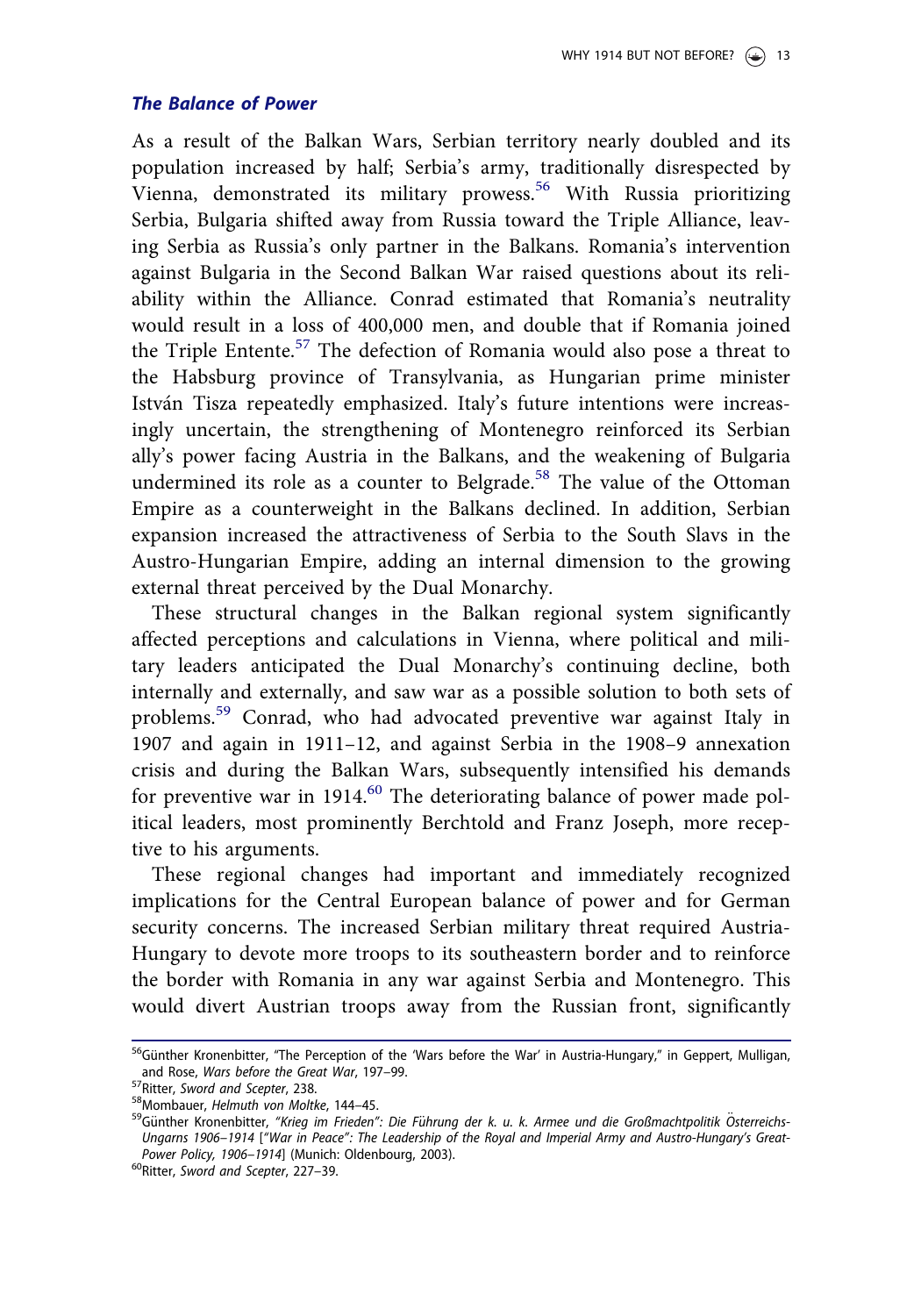### *The Balance of Power*

As a result of the Balkan Wars, Serbian territory nearly doubled and its population increased by half; Serbia's army, traditionally disrespected by Vienna, demonstrated its military prowess.[56] With Russia prioritizing Serbia, Bulgaria shifted away from Russia toward the Triple Alliance, leaving Serbia as Russia's only partner in the Balkans. Romania's intervention against Bulgaria in the Second Balkan War raised questions about its reliability within the Alliance. Conrad estimated that Romania's neutrality would result in a loss of 400,000 men, and double that if Romania joined the Triple Entente.[57] The defection of Romania would also pose a threat to the Habsburg province of Transylvania, as Hungarian prime minister István Tisza repeatedly emphasized. Italy's future intentions were increasingly uncertain, the strengthening of Montenegro reinforced its Serbian ally's power facing Austria in the Balkans, and the weakening of Bulgaria undermined its role as a counter to Belgrade.[58] The value of the Ottoman Empire as a counterweight in the Balkans declined. In addition, Serbian expansion increased the attractiveness of Serbia to the South Slavs in the Austro-Hungarian Empire, adding an internal dimension to the growing external threat perceived by the Dual Monarchy.

These structural changes in the Balkan regional system significantly affected perceptions and calculations in Vienna, where political and military leaders anticipated the Dual Monarchy's continuing decline, both internally and externally, and saw war as a possible solution to both sets of problems.[59] Conrad, who had advocated preventive war against Italy in 1907 and again in 1911–12, and against Serbia in the 1908–9 annexation crisis and during the Balkan Wars, subsequently intensified his demands for preventive war in 1914.[60] The deteriorating balance of power made political leaders, most prominently Berchtold and Franz Joseph, more receptive to his arguments.

These regional changes had important and immediately recognized implications for the Central European balance of power and for German security concerns. The increased Serbian military threat required Austria-Hungary to devote more troops to its southeastern border and to reinforce the border with Romania in any war against Serbia and Montenegro. This would divert Austrian troops away from the Russian front, significantly

---

[56] Günther Kronenbitter, "The Perception of the 'Wars before the War' in Austria-Hungary," in Geppert, Mulligan, and Rose, *Wars before the Great War*, 197–99.

[57] Ritter, *Sword and Scepter*, 238.

[58] Mombauer, *Helmuth von Moltke*, 144–45.

[59] Günther Kronenbitter, *"Krieg im Frieden": Die Führung der k. u. k. Armee und die Großmachtpolitik Österreichs-Ungarns 1906–1914* [*"War in Peace": The Leadership of the Royal and Imperial Army and Austro-Hungary's Great-Power Policy, 1906–1914*] (Munich: Oldenbourg, 2003).

[60] Ritter, *Sword and Scepter*, 227–39.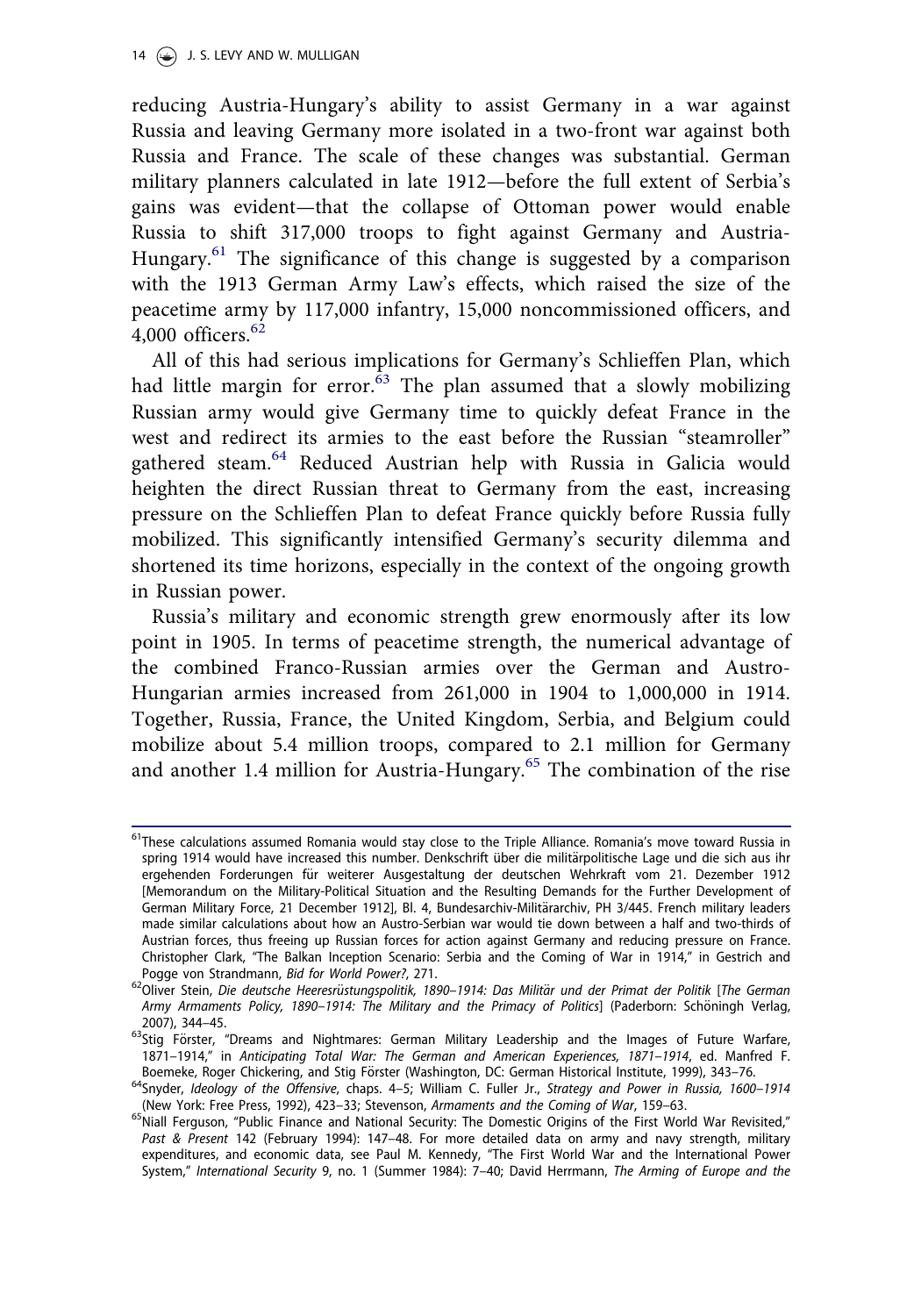reducing Austria-Hungary's ability to assist Germany in a war against Russia and leaving Germany more isolated in a two-front war against both Russia and France. The scale of these changes was substantial. German military planners calculated in late 1912—before the full extent of Serbia's gains was evident—that the collapse of Ottoman power would enable Russia to shift 317,000 troops to fight against Germany and Austria-Hungary.[61] The significance of this change is suggested by a comparison with the 1913 German Army Law's effects, which raised the size of the peacetime army by 117,000 infantry, 15,000 noncommissioned officers, and 4,000 officers.[62]

All of this had serious implications for Germany's Schlieffen Plan, which had little margin for error.[63] The plan assumed that a slowly mobilizing Russian army would give Germany time to quickly defeat France in the west and redirect its armies to the east before the Russian "steamroller" gathered steam.[64] Reduced Austrian help with Russia in Galicia would heighten the direct Russian threat to Germany from the east, increasing pressure on the Schlieffen Plan to defeat France quickly before Russia fully mobilized. This significantly intensified Germany's security dilemma and shortened its time horizons, especially in the context of the ongoing growth in Russian power.

Russia's military and economic strength grew enormously after its low point in 1905. In terms of peacetime strength, the numerical advantage of the combined Franco-Russian armies over the German and Austro-Hungarian armies increased from 261,000 in 1904 to 1,000,000 in 1914. Together, Russia, France, the United Kingdom, Serbia, and Belgium could mobilize about 5.4 million troops, compared to 2.1 million for Germany and another 1.4 million for Austria-Hungary.[65] The combination of the rise

---

[61] These calculations assumed Romania would stay close to the Triple Alliance. Romania's move toward Russia in spring 1914 would have increased this number. Denkschrift über die militärpolitische Lage und die sich aus ihr ergehenden Forderungen für weiterer Ausgestaltung der deutschen Wehrkraft vom 21. Dezember 1912 [Memorandum on the Military-Political Situation and the Resulting Demands for the Further Development of German Military Force, 21 December 1912], Bl. 4, Bundesarchiv-Militärarchiv, PH 3/445. French military leaders made similar calculations about how an Austro-Serbian war would tie down between a half and two-thirds of Austrian forces, thus freeing up Russian forces for action against Germany and reducing pressure on France. Christopher Clark, "The Balkan Inception Scenario: Serbia and the Coming of War in 1914," in Gestrich and Pogge von Strandmann, *Bid for World Power?*, 271.

[62] Oliver Stein, *Die deutsche Heeresrüstungspolitik, 1890–1914: Das Militär und der Primat der Politik* [*The German Army Armaments Policy, 1890–1914: The Military and the Primacy of Politics*] (Paderborn: Schöningh Verlag, 2007), 344–45.

[63] Stig Förster, "Dreams and Nightmares: German Military Leadership and the Images of Future Warfare, 1871–1914," in *Anticipating Total War: The German and American Experiences, 1871–1914*, ed. Manfred F. Boemeke, Roger Chickering, and Stig Förster (Washington, DC: German Historical Institute, 1999), 343–76.

[64] Snyder, *Ideology of the Offensive*, chaps. 4–5; William C. Fuller Jr., *Strategy and Power in Russia, 1600–1914* (New York: Free Press, 1992), 423–33; Stevenson, *Armaments and the Coming of War*, 159–63.

[65] Niall Ferguson, "Public Finance and National Security: The Domestic Origins of the First World War Revisited," *Past & Present* 142 (February 1994): 147–48. For more detailed data on army and navy strength, military expenditures, and economic data, see Paul M. Kennedy, "The First World War and the International Power System," *International Security* 9, no. 1 (Summer 1984): 7–40; David Herrmann, *The Arming of Europe and the*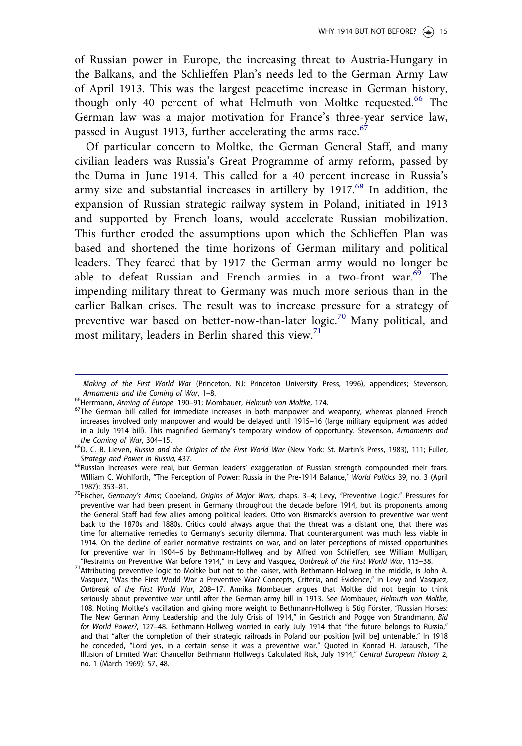of Russian power in Europe, the increasing threat to Austria-Hungary in the Balkans, and the Schlieffen Plan's needs led to the German Army Law of April 1913. This was the largest peacetime increase in German history, though only 40 percent of what Helmuth von Moltke requested.[66] The German law was a major motivation for France's three-year service law, passed in August 1913, further accelerating the arms race.[67]

Of particular concern to Moltke, the German General Staff, and many civilian leaders was Russia's Great Programme of army reform, passed by the Duma in June 1914. This called for a 40 percent increase in Russia's army size and substantial increases in artillery by 1917.[68] In addition, the expansion of Russian strategic railway system in Poland, initiated in 1913 and supported by French loans, would accelerate Russian mobilization. This further eroded the assumptions upon which the Schlieffen Plan was based and shortened the time horizons of German military and political leaders. They feared that by 1917 the German army would no longer be able to defeat Russian and French armies in a two-front war.[69] The impending military threat to Germany was much more serious than in the earlier Balkan crises. The result was to increase pressure for a strategy of preventive war based on better-now-than-later logic.[70] Many political, and most military, leaders in Berlin shared this view.[71]

---

*Making of the First World War* (Princeton, NJ: Princeton University Press, 1996), appendices; Stevenson, *Armaments and the Coming of War*, 1–8.

[66]Herrmann, *Arming of Europe*, 190–91; Mombauer, *Helmuth von Moltke*, 174.

[67]The German bill called for immediate increases in both manpower and weaponry, whereas planned French increases involved only manpower and would be delayed until 1915–16 (large military equipment was added in a July 1914 bill). This magnified Germany's temporary window of opportunity. Stevenson, *Armaments and the Coming of War*, 304–15.

[68]D. C. B. Lieven, *Russia and the Origins of the First World War* (New York: St. Martin's Press, 1983), 111; Fuller, *Strategy and Power in Russia*, 437.

[69]Russian increases were real, but German leaders' exaggeration of Russian strength compounded their fears. William C. Wohlforth, "The Perception of Power: Russia in the Pre-1914 Balance," *World Politics* 39, no. 3 (April 1987): 353–81.

[70]Fischer, *Germany's Aims*; Copeland, *Origins of Major Wars*, chaps. 3–4; Levy, "Preventive Logic." Pressures for preventive war had been present in Germany throughout the decade before 1914, but its proponents among the General Staff had few allies among political leaders. Otto von Bismarck's aversion to preventive war went back to the 1870s and 1880s. Critics could always argue that the threat was a distant one, that there was time for alternative remedies to Germany's security dilemma. That counterargument was much less viable in 1914. On the decline of earlier normative restraints on war, and on later perceptions of missed opportunities for preventive war in 1904–6 by Bethmann-Hollweg and by Alfred von Schlieffen, see William Mulligan, "Restraints on Preventive War before 1914," in Levy and Vasquez, *Outbreak of the First World War*, 115–38.

[71]Attributing preventive logic to Moltke but not to the kaiser, with Bethmann-Hollweg in the middle, is John A. Vasquez, "Was the First World War a Preventive War? Concepts, Criteria, and Evidence," in Levy and Vasquez, *Outbreak of the First World War*, 208–17. Annika Mombauer argues that Moltke did not begin to think seriously about preventive war until after the German army bill in 1913. See Mombauer, *Helmuth von Moltke*, 108. Noting Moltke's vacillation and giving more weight to Bethmann-Hollweg is Stig Förster, "Russian Horses: The New German Army Leadership and the July Crisis of 1914," in Gestrich and Pogge von Strandmann, *Bid for World Power?*, 127–48. Bethmann-Hollweg worried in early July 1914 that "the future belongs to Russia," and that "after the completion of their strategic railroads in Poland our position [will be] untenable." In 1918 he conceded, "Lord yes, in a certain sense it was a preventive war." Quoted in Konrad H. Jarausch, "The Illusion of Limited War: Chancellor Bethmann Hollweg's Calculated Risk, July 1914," *Central European History* 2, no. 1 (March 1969): 57, 48.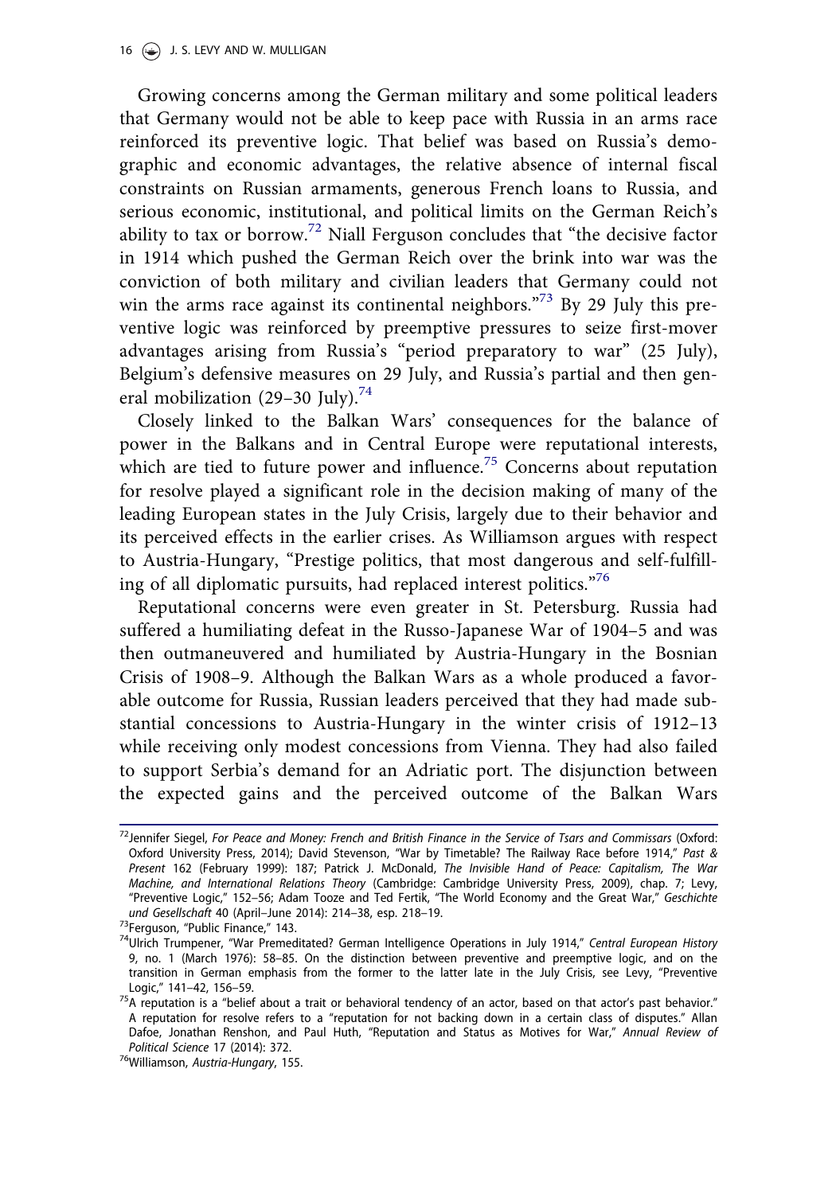Growing concerns among the German military and some political leaders that Germany would not be able to keep pace with Russia in an arms race reinforced its preventive logic. That belief was based on Russia's demographic and economic advantages, the relative absence of internal fiscal constraints on Russian armaments, generous French loans to Russia, and serious economic, institutional, and political limits on the German Reich's ability to tax or borrow.[72] Niall Ferguson concludes that "the decisive factor in 1914 which pushed the German Reich over the brink into war was the conviction of both military and civilian leaders that Germany could not win the arms race against its continental neighbors."[73] By 29 July this preventive logic was reinforced by preemptive pressures to seize first-mover advantages arising from Russia's "period preparatory to war" (25 July), Belgium's defensive measures on 29 July, and Russia's partial and then general mobilization (29–30 July).[74]

Closely linked to the Balkan Wars' consequences for the balance of power in the Balkans and in Central Europe were reputational interests, which are tied to future power and influence.[75] Concerns about reputation for resolve played a significant role in the decision making of many of the leading European states in the July Crisis, largely due to their behavior and its perceived effects in the earlier crises. As Williamson argues with respect to Austria-Hungary, "Prestige politics, that most dangerous and self-fulfilling of all diplomatic pursuits, had replaced interest politics."[76]

Reputational concerns were even greater in St. Petersburg. Russia had suffered a humiliating defeat in the Russo-Japanese War of 1904–5 and was then outmaneuvered and humiliated by Austria-Hungary in the Bosnian Crisis of 1908–9. Although the Balkan Wars as a whole produced a favorable outcome for Russia, Russian leaders perceived that they had made substantial concessions to Austria-Hungary in the winter crisis of 1912–13 while receiving only modest concessions from Vienna. They had also failed to support Serbia's demand for an Adriatic port. The disjunction between the expected gains and the perceived outcome of the Balkan Wars

---

[72] Jennifer Siegel, *For Peace and Money: French and British Finance in the Service of Tsars and Commissars* (Oxford: Oxford University Press, 2014); David Stevenson, "War by Timetable? The Railway Race before 1914," *Past & Present* 162 (February 1999): 187; Patrick J. McDonald, *The Invisible Hand of Peace: Capitalism, The War Machine, and International Relations Theory* (Cambridge: Cambridge University Press, 2009), chap. 7; Levy, "Preventive Logic," 152–56; Adam Tooze and Ted Fertik, "The World Economy and the Great War," *Geschichte und Gesellschaft* 40 (April–June 2014): 214–38, esp. 218–19.

[73] Ferguson, "Public Finance," 143.

[74] Ulrich Trumpener, "War Premeditated? German Intelligence Operations in July 1914," *Central European History* 9, no. 1 (March 1976): 58–85. On the distinction between preventive and preemptive logic, and on the transition in German emphasis from the former to the latter late in the July Crisis, see Levy, "Preventive Logic," 141–42, 156–59.

[75] A reputation is a "belief about a trait or behavioral tendency of an actor, based on that actor's past behavior." A reputation for resolve refers to a "reputation for not backing down in a certain class of disputes." Allan Dafoe, Jonathan Renshon, and Paul Huth, "Reputation and Status as Motives for War," *Annual Review of Political Science* 17 (2014): 372.

[76] Williamson, *Austria-Hungary*, 155.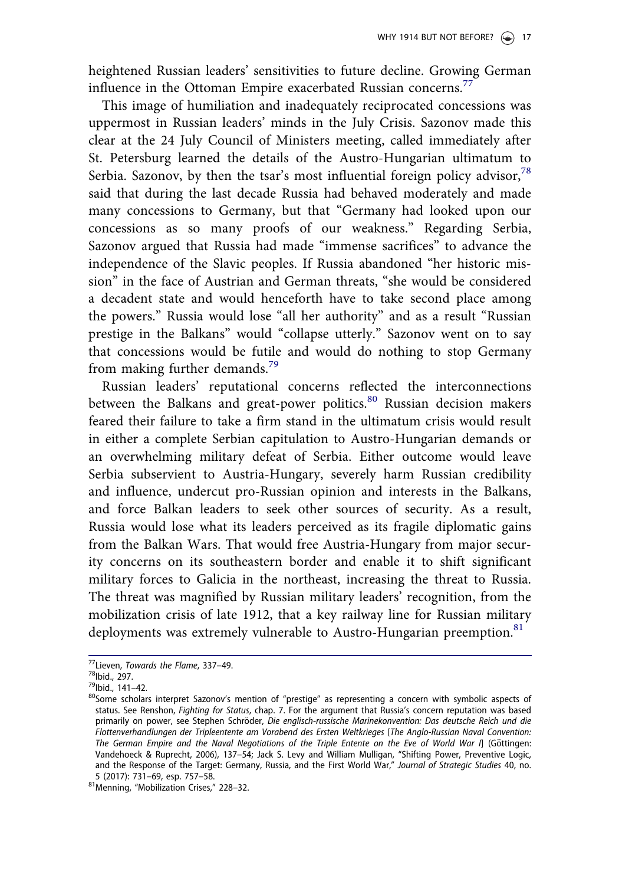heightened Russian leaders' sensitivities to future decline. Growing German influence in the Ottoman Empire exacerbated Russian concerns.[77]

This image of humiliation and inadequately reciprocated concessions was uppermost in Russian leaders' minds in the July Crisis. Sazonov made this clear at the 24 July Council of Ministers meeting, called immediately after St. Petersburg learned the details of the Austro-Hungarian ultimatum to Serbia. Sazonov, by then the tsar's most influential foreign policy advisor,[78] said that during the last decade Russia had behaved moderately and made many concessions to Germany, but that "Germany had looked upon our concessions as so many proofs of our weakness." Regarding Serbia, Sazonov argued that Russia had made "immense sacrifices" to advance the independence of the Slavic peoples. If Russia abandoned "her historic mission" in the face of Austrian and German threats, "she would be considered a decadent state and would henceforth have to take second place among the powers." Russia would lose "all her authority" and as a result "Russian prestige in the Balkans" would "collapse utterly." Sazonov went on to say that concessions would be futile and would do nothing to stop Germany from making further demands.[79]

Russian leaders' reputational concerns reflected the interconnections between the Balkans and great-power politics.[80] Russian decision makers feared their failure to take a firm stand in the ultimatum crisis would result in either a complete Serbian capitulation to Austro-Hungarian demands or an overwhelming military defeat of Serbia. Either outcome would leave Serbia subservient to Austria-Hungary, severely harm Russian credibility and influence, undercut pro-Russian opinion and interests in the Balkans, and force Balkan leaders to seek other sources of security. As a result, Russia would lose what its leaders perceived as its fragile diplomatic gains from the Balkan Wars. That would free Austria-Hungary from major security concerns on its southeastern border and enable it to shift significant military forces to Galicia in the northeast, increasing the threat to Russia. The threat was magnified by Russian military leaders' recognition, from the mobilization crisis of late 1912, that a key railway line for Russian military deployments was extremely vulnerable to Austro-Hungarian preemption.[81]

---

[77] Lieven, *Towards the Flame*, 337–49.

[78] Ibid., 297.

[79] Ibid., 141–42.

[80] Some scholars interpret Sazonov's mention of "prestige" as representing a concern with symbolic aspects of status. See Renshon, *Fighting for Status*, chap. 7. For the argument that Russia's concern reputation was based primarily on power, see Stephen Schröder, *Die englisch-russische Marinekonvention: Das deutsche Reich und die Flottenverhandlungen der Tripleentente am Vorabend des Ersten Weltkrieges* [*The Anglo-Russian Naval Convention: The German Empire and the Naval Negotiations of the Triple Entente on the Eve of World War I*] (Göttingen: Vandehoeck & Ruprecht, 2006), 137–54; Jack S. Levy and William Mulligan, "Shifting Power, Preventive Logic, and the Response of the Target: Germany, Russia, and the First World War," *Journal of Strategic Studies* 40, no. 5 (2017): 731–69, esp. 757–58.

[81] Menning, "Mobilization Crises," 228–32.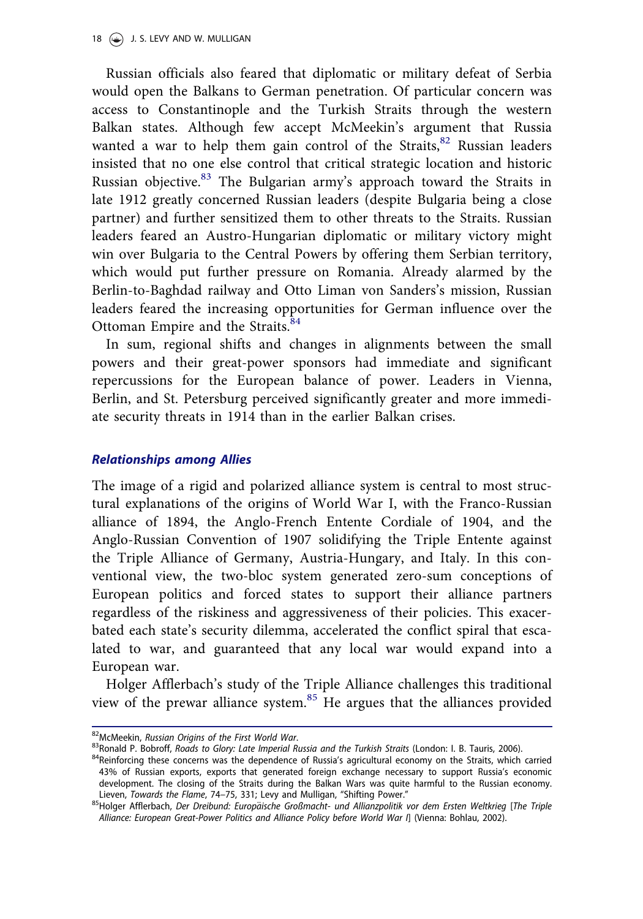Russian officials also feared that diplomatic or military defeat of Serbia would open the Balkans to German penetration. Of particular concern was access to Constantinople and the Turkish Straits through the western Balkan states. Although few accept McMeekin's argument that Russia wanted a war to help them gain control of the Straits,[82] Russian leaders insisted that no one else control that critical strategic location and historic Russian objective.[83] The Bulgarian army's approach toward the Straits in late 1912 greatly concerned Russian leaders (despite Bulgaria being a close partner) and further sensitized them to other threats to the Straits. Russian leaders feared an Austro-Hungarian diplomatic or military victory might win over Bulgaria to the Central Powers by offering them Serbian territory, which would put further pressure on Romania. Already alarmed by the Berlin-to-Baghdad railway and Otto Liman von Sanders's mission, Russian leaders feared the increasing opportunities for German influence over the Ottoman Empire and the Straits.[84]

In sum, regional shifts and changes in alignments between the small powers and their great-power sponsors had immediate and significant repercussions for the European balance of power. Leaders in Vienna, Berlin, and St. Petersburg perceived significantly greater and more immediate security threats in 1914 than in the earlier Balkan crises.

### *Relationships among Allies*

The image of a rigid and polarized alliance system is central to most structural explanations of the origins of World War I, with the Franco-Russian alliance of 1894, the Anglo-French Entente Cordiale of 1904, and the Anglo-Russian Convention of 1907 solidifying the Triple Entente against the Triple Alliance of Germany, Austria-Hungary, and Italy. In this conventional view, the two-bloc system generated zero-sum conceptions of European politics and forced states to support their alliance partners regardless of the riskiness and aggressiveness of their policies. This exacerbated each state's security dilemma, accelerated the conflict spiral that escalated to war, and guaranteed that any local war would expand into a European war.

Holger Afflerbach's study of the Triple Alliance challenges this traditional view of the prewar alliance system.[85] He argues that the alliances provided

---

[82]McMeekin, *Russian Origins of the First World War*.

[83]Ronald P. Bobroff, *Roads to Glory: Late Imperial Russia and the Turkish Straits* (London: I. B. Tauris, 2006).

[84]Reinforcing these concerns was the dependence of Russia's agricultural economy on the Straits, which carried 43% of Russian exports, exports that generated foreign exchange necessary to support Russia's economic development. The closing of the Straits during the Balkan Wars was quite harmful to the Russian economy. Lieven, *Towards the Flame*, 74–75, 331; Levy and Mulligan, "Shifting Power."

[85]Holger Afflerbach, *Der Dreibund: Europäische Großmacht- und Allianzpolitik vor dem Ersten Weltkrieg* [*The Triple Alliance: European Great-Power Politics and Alliance Policy before World War I*] (Vienna: Bohlau, 2002).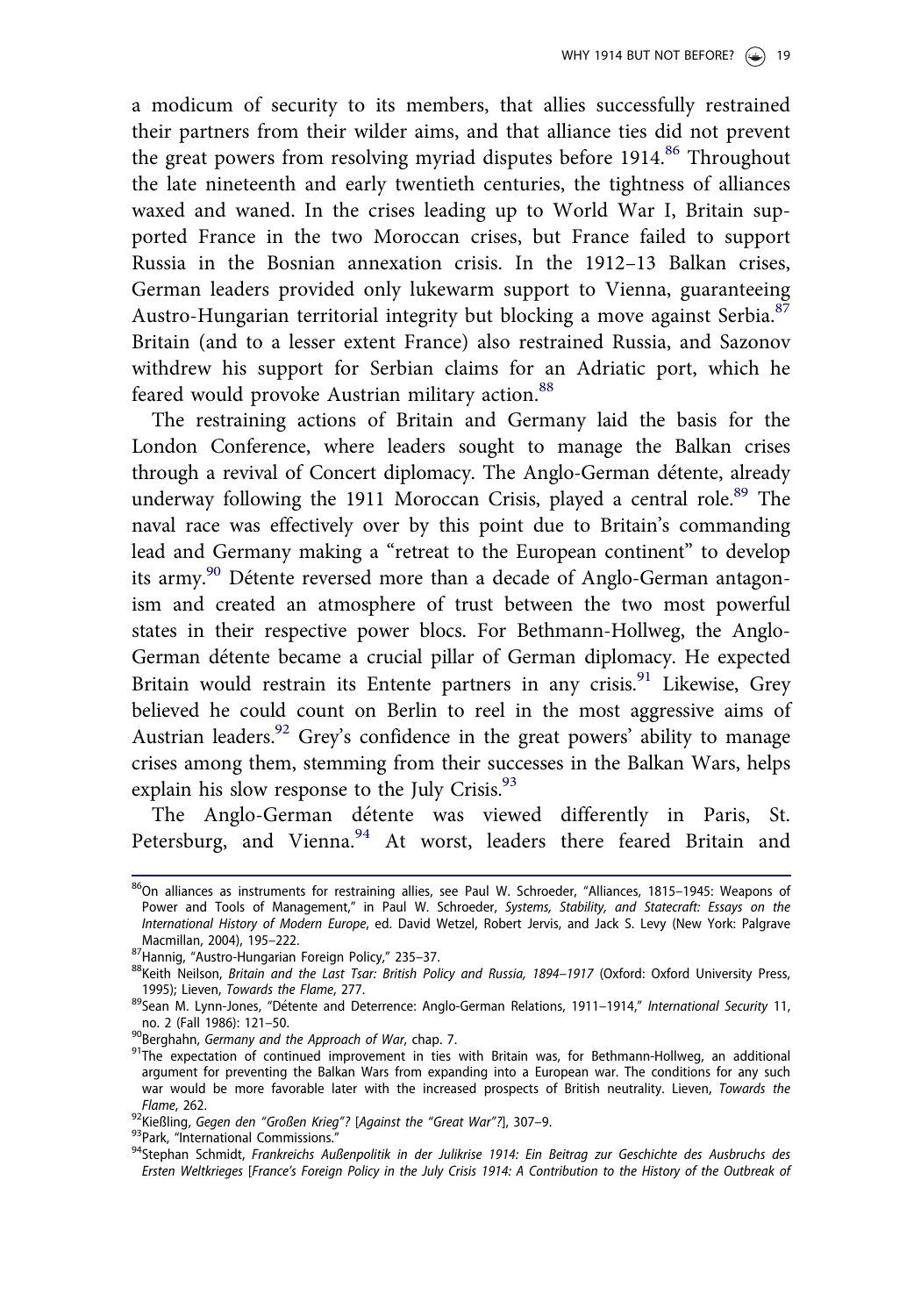a modicum of security to its members, that allies successfully restrained their partners from their wilder aims, and that alliance ties did not prevent the great powers from resolving myriad disputes before 1914.[86] Throughout the late nineteenth and early twentieth centuries, the tightness of alliances waxed and waned. In the crises leading up to World War I, Britain supported France in the two Moroccan crises, but France failed to support Russia in the Bosnian annexation crisis. In the 1912–13 Balkan crises, German leaders provided only lukewarm support to Vienna, guaranteeing Austro-Hungarian territorial integrity but blocking a move against Serbia.[87] Britain (and to a lesser extent France) also restrained Russia, and Sazonov withdrew his support for Serbian claims for an Adriatic port, which he feared would provoke Austrian military action.[88]

The restraining actions of Britain and Germany laid the basis for the London Conference, where leaders sought to manage the Balkan crises through a revival of Concert diplomacy. The Anglo-German détente, already underway following the 1911 Moroccan Crisis, played a central role.[89] The naval race was effectively over by this point due to Britain's commanding lead and Germany making a "retreat to the European continent" to develop its army.[90] Détente reversed more than a decade of Anglo-German antagonism and created an atmosphere of trust between the two most powerful states in their respective power blocs. For Bethmann-Hollweg, the Anglo-German détente became a crucial pillar of German diplomacy. He expected Britain would restrain its Entente partners in any crisis.[91] Likewise, Grey believed he could count on Berlin to reel in the most aggressive aims of Austrian leaders.[92] Grey's confidence in the great powers' ability to manage crises among them, stemming from their successes in the Balkan Wars, helps explain his slow response to the July Crisis.[93]

The Anglo-German détente was viewed differently in Paris, St. Petersburg, and Vienna.[94] At worst, leaders there feared Britain and

---

[86] On alliances as instruments for restraining allies, see Paul W. Schroeder, "Alliances, 1815–1945: Weapons of Power and Tools of Management," in Paul W. Schroeder, *Systems, Stability, and Statecraft: Essays on the International History of Modern Europe*, ed. David Wetzel, Robert Jervis, and Jack S. Levy (New York: Palgrave Macmillan, 2004), 195–222.

[87] Hannig, "Austro-Hungarian Foreign Policy," 235–37.

[88] Keith Neilson, *Britain and the Last Tsar: British Policy and Russia, 1894–1917* (Oxford: Oxford University Press, 1995); Lieven, *Towards the Flame*, 277.

[89] Sean M. Lynn-Jones, "Détente and Deterrence: Anglo-German Relations, 1911–1914," *International Security* 11, no. 2 (Fall 1986): 121–50.

[90] Berghahn, *Germany and the Approach of War*, chap. 7.

[91] The expectation of continued improvement in ties with Britain was, for Bethmann-Hollweg, an additional argument for preventing the Balkan Wars from expanding into a European war. The conditions for any such war would be more favorable later with the increased prospects of British neutrality. Lieven, *Towards the Flame*, 262.

[92] Kießling, *Gegen den "Großen Krieg"?* [*Against the "Great War"?*], 307–9.

[93] Park, "International Commissions."

[94] Stephan Schmidt, *Frankreichs Außenpolitik in der Julikrise 1914: Ein Beitrag zur Geschichte des Ausbruchs des Ersten Weltkrieges* [*France's Foreign Policy in the July Crisis 1914: A Contribution to the History of the Outbreak of*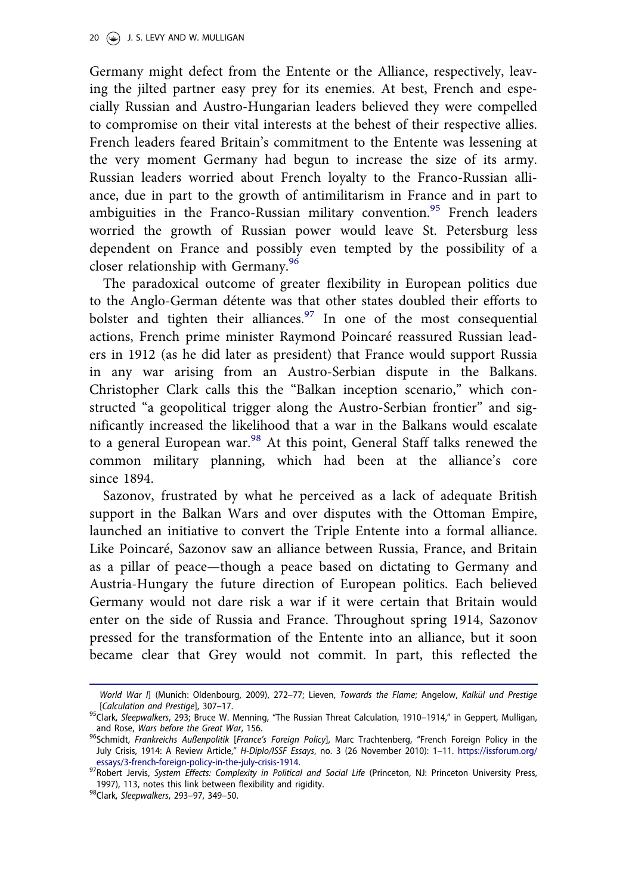Germany might defect from the Entente or the Alliance, respectively, leaving the jilted partner easy prey for its enemies. At best, French and especially Russian and Austro-Hungarian leaders believed they were compelled to compromise on their vital interests at the behest of their respective allies. French leaders feared Britain's commitment to the Entente was lessening at the very moment Germany had begun to increase the size of its army. Russian leaders worried about French loyalty to the Franco-Russian alliance, due in part to the growth of antimilitarism in France and in part to ambiguities in the Franco-Russian military convention.[95] French leaders worried the growth of Russian power would leave St. Petersburg less dependent on France and possibly even tempted by the possibility of a closer relationship with Germany.[96]

The paradoxical outcome of greater flexibility in European politics due to the Anglo-German détente was that other states doubled their efforts to bolster and tighten their alliances.[97] In one of the most consequential actions, French prime minister Raymond Poincaré reassured Russian leaders in 1912 (as he did later as president) that France would support Russia in any war arising from an Austro-Serbian dispute in the Balkans. Christopher Clark calls this the "Balkan inception scenario," which constructed "a geopolitical trigger along the Austro-Serbian frontier" and significantly increased the likelihood that a war in the Balkans would escalate to a general European war.[98] At this point, General Staff talks renewed the common military planning, which had been at the alliance's core since 1894.

Sazonov, frustrated by what he perceived as a lack of adequate British support in the Balkan Wars and over disputes with the Ottoman Empire, launched an initiative to convert the Triple Entente into a formal alliance. Like Poincaré, Sazonov saw an alliance between Russia, France, and Britain as a pillar of peace—though a peace based on dictating to Germany and Austria-Hungary the future direction of European politics. Each believed Germany would not dare risk a war if it were certain that Britain would enter on the side of Russia and France. Throughout spring 1914, Sazonov pressed for the transformation of the Entente into an alliance, but it soon became clear that Grey would not commit. In part, this reflected the

*World War I*] (Munich: Oldenbourg, 2009), 272–77; Lieven, *Towards the Flame*; Angelow, *Kalkül und Prestige* [*Calculation and Prestige*], 307–17.

[95] Clark, *Sleepwalkers*, 293; Bruce W. Menning, "The Russian Threat Calculation, 1910–1914," in Geppert, Mulligan, and Rose, *Wars before the Great War*, 156.

[96] Schmidt, *Frankreichs Außenpolitik* [*France's Foreign Policy*], Marc Trachtenberg, "French Foreign Policy in the July Crisis, 1914: A Review Article," *H-Diplo/ISSF Essays*, no. 3 (26 November 2010): 1–11. https://issforum.org/essays/3-french-foreign-policy-in-the-july-crisis-1914.

[97] Robert Jervis, *System Effects: Complexity in Political and Social Life* (Princeton, NJ: Princeton University Press, 1997), 113, notes this link between flexibility and rigidity.

[98] Clark, *Sleepwalkers*, 293–97, 349–50.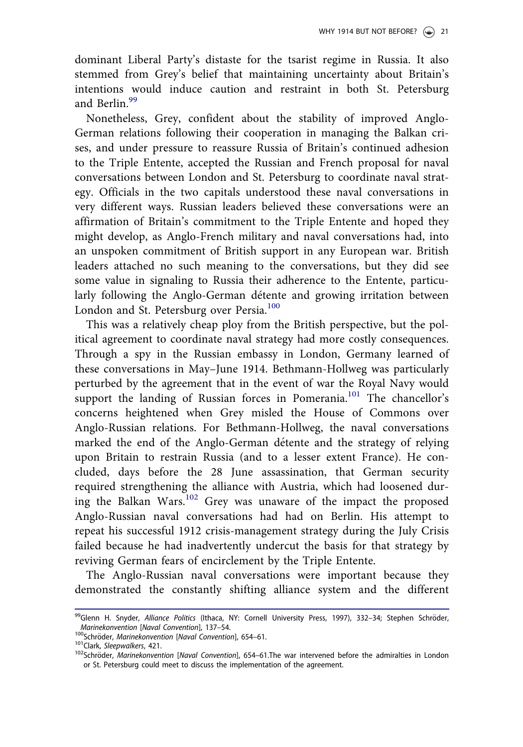dominant Liberal Party's distaste for the tsarist regime in Russia. It also stemmed from Grey's belief that maintaining uncertainty about Britain's intentions would induce caution and restraint in both St. Petersburg and Berlin.[99]

Nonetheless, Grey, confident about the stability of improved Anglo-German relations following their cooperation in managing the Balkan crises, and under pressure to reassure Russia of Britain's continued adhesion to the Triple Entente, accepted the Russian and French proposal for naval conversations between London and St. Petersburg to coordinate naval strategy. Officials in the two capitals understood these naval conversations in very different ways. Russian leaders believed these conversations were an affirmation of Britain's commitment to the Triple Entente and hoped they might develop, as Anglo-French military and naval conversations had, into an unspoken commitment of British support in any European war. British leaders attached no such meaning to the conversations, but they did see some value in signaling to Russia their adherence to the Entente, particularly following the Anglo-German détente and growing irritation between London and St. Petersburg over Persia.[100]

This was a relatively cheap ploy from the British perspective, but the political agreement to coordinate naval strategy had more costly consequences. Through a spy in the Russian embassy in London, Germany learned of these conversations in May–June 1914. Bethmann-Hollweg was particularly perturbed by the agreement that in the event of war the Royal Navy would support the landing of Russian forces in Pomerania.[101] The chancellor's concerns heightened when Grey misled the House of Commons over Anglo-Russian relations. For Bethmann-Hollweg, the naval conversations marked the end of the Anglo-German détente and the strategy of relying upon Britain to restrain Russia (and to a lesser extent France). He concluded, days before the 28 June assassination, that German security required strengthening the alliance with Austria, which had loosened during the Balkan Wars.[102] Grey was unaware of the impact the proposed Anglo-Russian naval conversations had had on Berlin. His attempt to repeat his successful 1912 crisis-management strategy during the July Crisis failed because he had inadvertently undercut the basis for that strategy by reviving German fears of encirclement by the Triple Entente.

The Anglo-Russian naval conversations were important because they demonstrated the constantly shifting alliance system and the different

---

[99] Glenn H. Snyder, *Alliance Politics* (Ithaca, NY: Cornell University Press, 1997), 332–34; Stephen Schröder, *Marinekonvention* [*Naval Convention*], 137–54.

[100] Schröder, *Marinekonvention* [*Naval Convention*], 654–61.

[101] Clark, *Sleepwalkers*, 421.

[102] Schröder, *Marinekonvention* [*Naval Convention*], 654–61.The war intervened before the admiralties in London or St. Petersburg could meet to discuss the implementation of the agreement.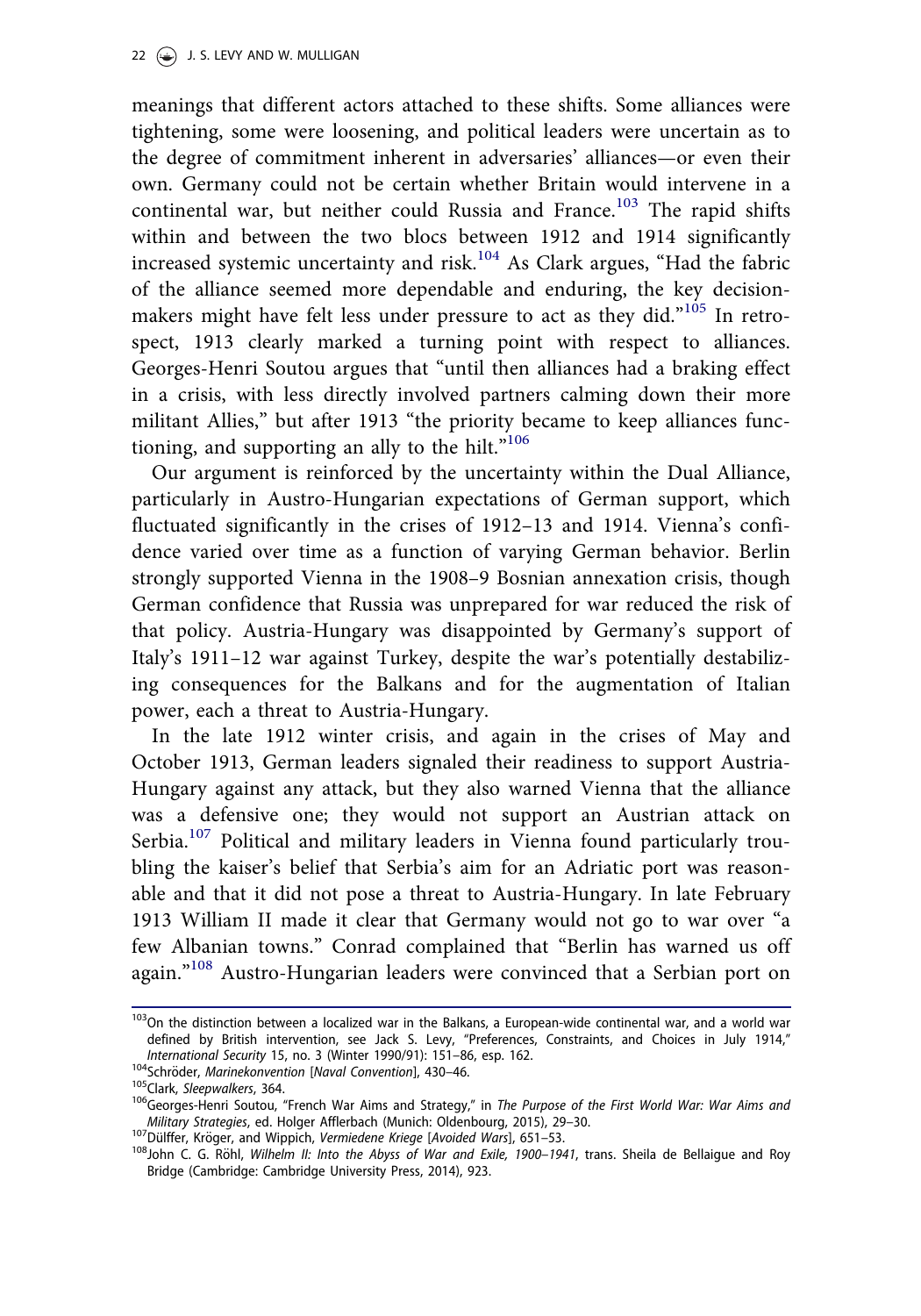meanings that different actors attached to these shifts. Some alliances were tightening, some were loosening, and political leaders were uncertain as to the degree of commitment inherent in adversaries' alliances—or even their own. Germany could not be certain whether Britain would intervene in a continental war, but neither could Russia and France.[103] The rapid shifts within and between the two blocs between 1912 and 1914 significantly increased systemic uncertainty and risk.[104] As Clark argues, "Had the fabric of the alliance seemed more dependable and enduring, the key decision-makers might have felt less under pressure to act as they did."[105] In retrospect, 1913 clearly marked a turning point with respect to alliances. Georges-Henri Soutou argues that "until then alliances had a braking effect in a crisis, with less directly involved partners calming down their more militant Allies," but after 1913 "the priority became to keep alliances functioning, and supporting an ally to the hilt."[106]

Our argument is reinforced by the uncertainty within the Dual Alliance, particularly in Austro-Hungarian expectations of German support, which fluctuated significantly in the crises of 1912–13 and 1914. Vienna's confidence varied over time as a function of varying German behavior. Berlin strongly supported Vienna in the 1908–9 Bosnian annexation crisis, though German confidence that Russia was unprepared for war reduced the risk of that policy. Austria-Hungary was disappointed by Germany's support of Italy's 1911–12 war against Turkey, despite the war's potentially destabilizing consequences for the Balkans and for the augmentation of Italian power, each a threat to Austria-Hungary.

In the late 1912 winter crisis, and again in the crises of May and October 1913, German leaders signaled their readiness to support Austria-Hungary against any attack, but they also warned Vienna that the alliance was a defensive one; they would not support an Austrian attack on Serbia.[107] Political and military leaders in Vienna found particularly troubling the kaiser's belief that Serbia's aim for an Adriatic port was reasonable and that it did not pose a threat to Austria-Hungary. In late February 1913 William II made it clear that Germany would not go to war over "a few Albanian towns." Conrad complained that "Berlin has warned us off again."[108] Austro-Hungarian leaders were convinced that a Serbian port on

---

[103] On the distinction between a localized war in the Balkans, a European-wide continental war, and a world war defined by British intervention, see Jack S. Levy, "Preferences, Constraints, and Choices in July 1914," *International Security* 15, no. 3 (Winter 1990/91): 151–86, esp. 162.

[104] Schröder, *Marinekonvention* [*Naval Convention*], 430–46.

[105] Clark, *Sleepwalkers*, 364.

[106] Georges-Henri Soutou, "French War Aims and Strategy," in *The Purpose of the First World War: War Aims and Military Strategies*, ed. Holger Afflerbach (Munich: Oldenbourg, 2015), 29–30.

[107] Dülffer, Kröger, and Wippich, *Vermiedene Kriege* [*Avoided Wars*], 651–53.

[108] John C. G. Röhl, *Wilhelm II: Into the Abyss of War and Exile, 1900–1941*, trans. Sheila de Bellaigue and Roy Bridge (Cambridge: Cambridge University Press, 2014), 923.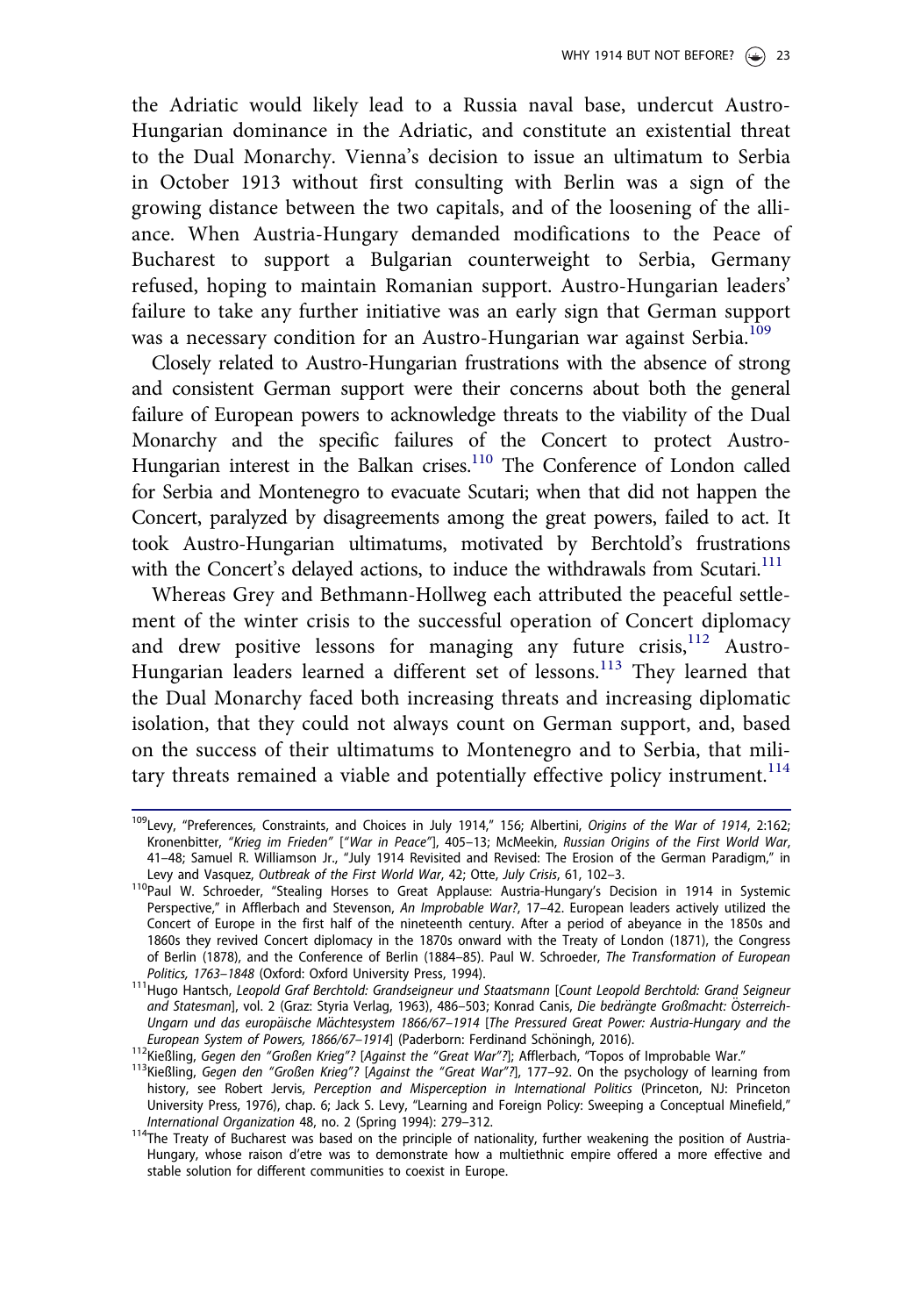the Adriatic would likely lead to a Russia naval base, undercut Austro-Hungarian dominance in the Adriatic, and constitute an existential threat to the Dual Monarchy. Vienna's decision to issue an ultimatum to Serbia in October 1913 without first consulting with Berlin was a sign of the growing distance between the two capitals, and of the loosening of the alliance. When Austria-Hungary demanded modifications to the Peace of Bucharest to support a Bulgarian counterweight to Serbia, Germany refused, hoping to maintain Romanian support. Austro-Hungarian leaders' failure to take any further initiative was an early sign that German support was a necessary condition for an Austro-Hungarian war against Serbia.[109]

Closely related to Austro-Hungarian frustrations with the absence of strong and consistent German support were their concerns about both the general failure of European powers to acknowledge threats to the viability of the Dual Monarchy and the specific failures of the Concert to protect Austro-Hungarian interest in the Balkan crises.[110] The Conference of London called for Serbia and Montenegro to evacuate Scutari; when that did not happen the Concert, paralyzed by disagreements among the great powers, failed to act. It took Austro-Hungarian ultimatums, motivated by Berchtold's frustrations with the Concert's delayed actions, to induce the withdrawals from Scutari.[111]

Whereas Grey and Bethmann-Hollweg each attributed the peaceful settlement of the winter crisis to the successful operation of Concert diplomacy and drew positive lessons for managing any future crisis,[112] Austro-Hungarian leaders learned a different set of lessons.[113] They learned that the Dual Monarchy faced both increasing threats and increasing diplomatic isolation, that they could not always count on German support, and, based on the success of their ultimatums to Montenegro and to Serbia, that military threats remained a viable and potentially effective policy instrument.[114]

---

[109]Levy, "Preferences, Constraints, and Choices in July 1914," 156; Albertini, *Origins of the War of 1914*, 2:162; Kronenbitter, *"Krieg im Frieden"* [*"War in Peace"*], 405–13; McMeekin, *Russian Origins of the First World War*, 41–48; Samuel R. Williamson Jr., "July 1914 Revisited and Revised: The Erosion of the German Paradigm," in Levy and Vasquez, *Outbreak of the First World War*, 42; Otte, *July Crisis*, 61, 102–3.

[110]Paul W. Schroeder, "Stealing Horses to Great Applause: Austria-Hungary's Decision in 1914 in Systemic Perspective," in Afflerbach and Stevenson, *An Improbable War?*, 17–42. European leaders actively utilized the Concert of Europe in the first half of the nineteenth century. After a period of abeyance in the 1850s and 1860s they revived Concert diplomacy in the 1870s onward with the Treaty of London (1871), the Congress of Berlin (1878), and the Conference of Berlin (1884–85). Paul W. Schroeder, *The Transformation of European Politics, 1763–1848* (Oxford: Oxford University Press, 1994).

[111]Hugo Hantsch, *Leopold Graf Berchtold: Grandseigneur und Staatsmann* [*Count Leopold Berchtold: Grand Seigneur and Statesman*], vol. 2 (Graz: Styria Verlag, 1963), 486–503; Konrad Canis, *Die bedrängte Großmacht: Österreich-Ungarn und das europäische Mächtesystem 1866/67–1914* [*The Pressured Great Power: Austria-Hungary and the European System of Powers, 1866/67–1914*] (Paderborn: Ferdinand Schöningh, 2016).

[112]Kießling, *Gegen den "Großen Krieg"?* [*Against the "Great War"?*]; Afflerbach, "Topos of Improbable War."

[113]Kießling, *Gegen den "Großen Krieg"?* [*Against the "Great War"?*], 177–92. On the psychology of learning from history, see Robert Jervis, *Perception and Misperception in International Politics* (Princeton, NJ: Princeton University Press, 1976), chap. 6; Jack S. Levy, "Learning and Foreign Policy: Sweeping a Conceptual Minefield," *International Organization* 48, no. 2 (Spring 1994): 279–312.

[114]The Treaty of Bucharest was based on the principle of nationality, further weakening the position of Austria-Hungary, whose raison d'etre was to demonstrate how a multiethnic empire offered a more effective and stable solution for different communities to coexist in Europe.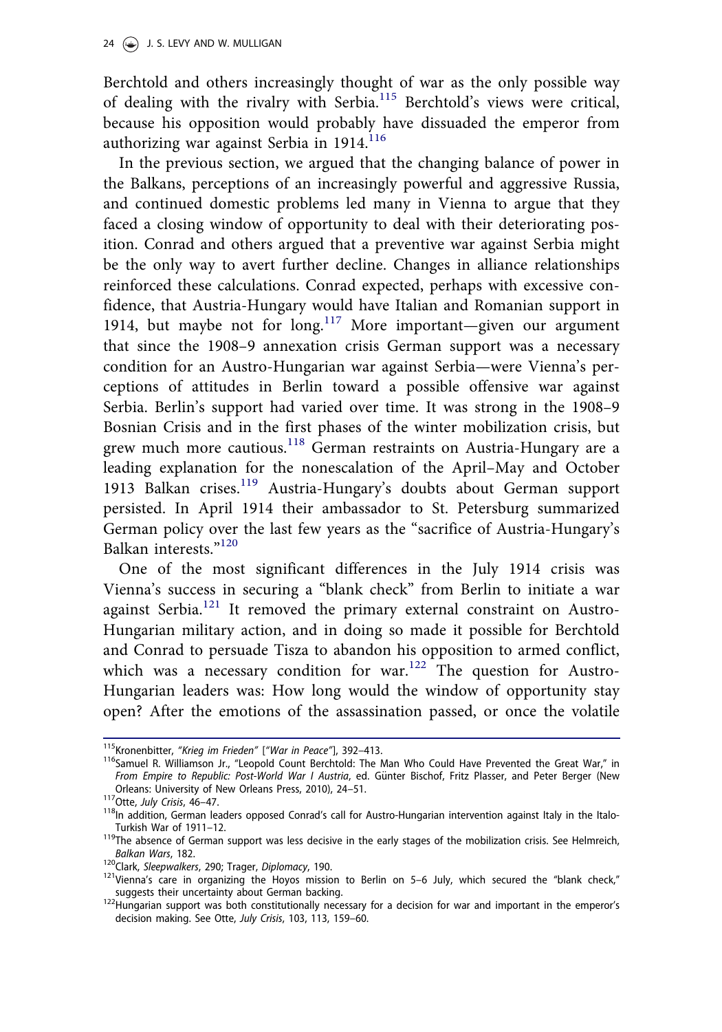Berchtold and others increasingly thought of war as the only possible way of dealing with the rivalry with Serbia.[115] Berchtold's views were critical, because his opposition would probably have dissuaded the emperor from authorizing war against Serbia in 1914.[116]

In the previous section, we argued that the changing balance of power in the Balkans, perceptions of an increasingly powerful and aggressive Russia, and continued domestic problems led many in Vienna to argue that they faced a closing window of opportunity to deal with their deteriorating position. Conrad and others argued that a preventive war against Serbia might be the only way to avert further decline. Changes in alliance relationships reinforced these calculations. Conrad expected, perhaps with excessive confidence, that Austria-Hungary would have Italian and Romanian support in 1914, but maybe not for long.[117] More important—given our argument that since the 1908–9 annexation crisis German support was a necessary condition for an Austro-Hungarian war against Serbia—were Vienna's perceptions of attitudes in Berlin toward a possible offensive war against Serbia. Berlin's support had varied over time. It was strong in the 1908–9 Bosnian Crisis and in the first phases of the winter mobilization crisis, but grew much more cautious.[118] German restraints on Austria-Hungary are a leading explanation for the nonescalation of the April–May and October 1913 Balkan crises.[119] Austria-Hungary's doubts about German support persisted. In April 1914 their ambassador to St. Petersburg summarized German policy over the last few years as the "sacrifice of Austria-Hungary's Balkan interests."[120]

One of the most significant differences in the July 1914 crisis was Vienna's success in securing a "blank check" from Berlin to initiate a war against Serbia.[121] It removed the primary external constraint on Austro-Hungarian military action, and in doing so made it possible for Berchtold and Conrad to persuade Tisza to abandon his opposition to armed conflict, which was a necessary condition for war.[122] The question for Austro-Hungarian leaders was: How long would the window of opportunity stay open? After the emotions of the assassination passed, or once the volatile

---

[115] Kronenbitter, *"Krieg im Frieden"* [*"War in Peace"*], 392–413.

[116] Samuel R. Williamson Jr., "Leopold Count Berchtold: The Man Who Could Have Prevented the Great War," in *From Empire to Republic: Post-World War I Austria*, ed. Günter Bischof, Fritz Plasser, and Peter Berger (New Orleans: University of New Orleans Press, 2010), 24–51.

[117] Otte, *July Crisis*, 46–47.

[118] In addition, German leaders opposed Conrad's call for Austro-Hungarian intervention against Italy in the Italo-Turkish War of 1911–12.

[119] The absence of German support was less decisive in the early stages of the mobilization crisis. See Helmreich, *Balkan Wars*, 182.

[120] Clark, *Sleepwalkers*, 290; Trager, *Diplomacy*, 190.

[121] Vienna's care in organizing the Hoyos mission to Berlin on 5–6 July, which secured the "blank check," suggests their uncertainty about German backing.

[122] Hungarian support was both constitutionally necessary for a decision for war and important in the emperor's decision making. See Otte, *July Crisis*, 103, 113, 159–60.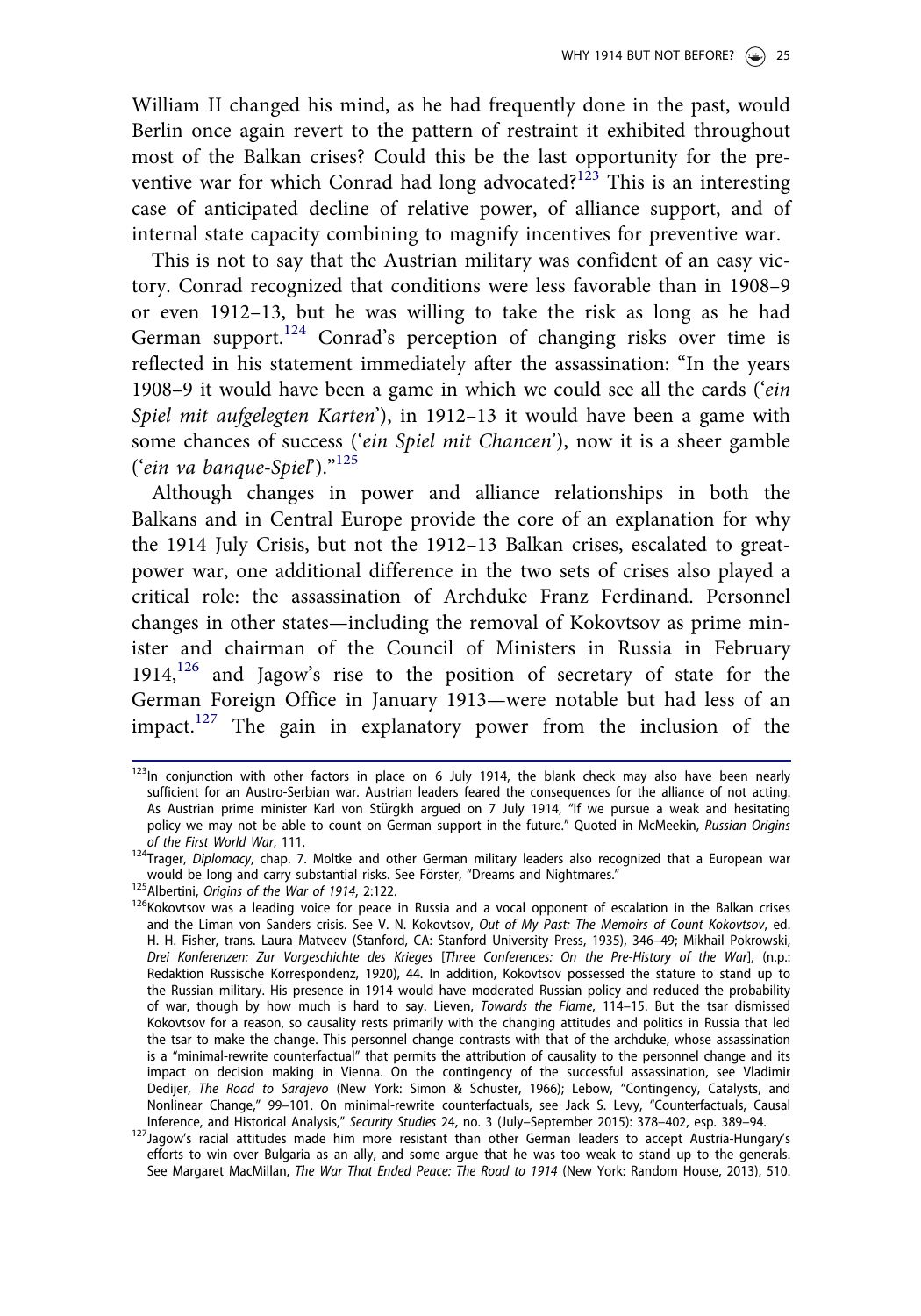William II changed his mind, as he had frequently done in the past, would Berlin once again revert to the pattern of restraint it exhibited throughout most of the Balkan crises? Could this be the last opportunity for the preventive war for which Conrad had long advocated?[123] This is an interesting case of anticipated decline of relative power, of alliance support, and of internal state capacity combining to magnify incentives for preventive war.

This is not to say that the Austrian military was confident of an easy victory. Conrad recognized that conditions were less favorable than in 1908–9 or even 1912–13, but he was willing to take the risk as long as he had German support.[124] Conrad's perception of changing risks over time is reflected in his statement immediately after the assassination: "In the years 1908–9 it would have been a game in which we could see all the cards ('*ein Spiel mit aufgelegten Karten*'), in 1912–13 it would have been a game with some chances of success ('*ein Spiel mit Chancen*'), now it is a sheer gamble ('*ein va banque-Spiel*')."[125]

Although changes in power and alliance relationships in both the Balkans and in Central Europe provide the core of an explanation for why the 1914 July Crisis, but not the 1912–13 Balkan crises, escalated to great-power war, one additional difference in the two sets of crises also played a critical role: the assassination of Archduke Franz Ferdinand. Personnel changes in other states—including the removal of Kokovtsov as prime minister and chairman of the Council of Ministers in Russia in February 1914,[126] and Jagow's rise to the position of secretary of state for the German Foreign Office in January 1913—were notable but had less of an impact.[127] The gain in explanatory power from the inclusion of the

---

[123] In conjunction with other factors in place on 6 July 1914, the blank check may also have been nearly sufficient for an Austro-Serbian war. Austrian leaders feared the consequences for the alliance of not acting. As Austrian prime minister Karl von Stürgkh argued on 7 July 1914, "If we pursue a weak and hesitating policy we may not be able to count on German support in the future." Quoted in McMeekin, *Russian Origins of the First World War*, 111.

[124] Trager, *Diplomacy*, chap. 7. Moltke and other German military leaders also recognized that a European war would be long and carry substantial risks. See Förster, "Dreams and Nightmares."

[125] Albertini, *Origins of the War of 1914*, 2:122.

[126] Kokovtsov was a leading voice for peace in Russia and a vocal opponent of escalation in the Balkan crises and the Liman von Sanders crisis. See V. N. Kokovtsov, *Out of My Past: The Memoirs of Count Kokovtsov*, ed. H. H. Fisher, trans. Laura Matveev (Stanford, CA: Stanford University Press, 1935), 346–49; Mikhail Pokrowski, *Drei Konferenzen: Zur Vorgeschichte des Krieges* [*Three Conferences: On the Pre-History of the War*], (n.p.: Redaktion Russische Korrespondenz, 1920), 44. In addition, Kokovtsov possessed the stature to stand up to the Russian military. His presence in 1914 would have moderated Russian policy and reduced the probability of war, though by how much is hard to say. Lieven, *Towards the Flame*, 114–15. But the tsar dismissed Kokovtsov for a reason, so causality rests primarily with the changing attitudes and politics in Russia that led the tsar to make the change. This personnel change contrasts with that of the archduke, whose assassination is a "minimal-rewrite counterfactual" that permits the attribution of causality to the personnel change and its impact on decision making in Vienna. On the contingency of the successful assassination, see Vladimir Dedijer, *The Road to Sarajevo* (New York: Simon & Schuster, 1966); Lebow, "Contingency, Catalysts, and Nonlinear Change," 99–101. On minimal-rewrite counterfactuals, see Jack S. Levy, "Counterfactuals, Causal Inference, and Historical Analysis," *Security Studies* 24, no. 3 (July–September 2015): 378–402, esp. 389–94.

[127] Jagow's racial attitudes made him more resistant than other German leaders to accept Austria-Hungary's efforts to win over Bulgaria as an ally, and some argue that he was too weak to stand up to the generals. See Margaret MacMillan, *The War That Ended Peace: The Road to 1914* (New York: Random House, 2013), 510.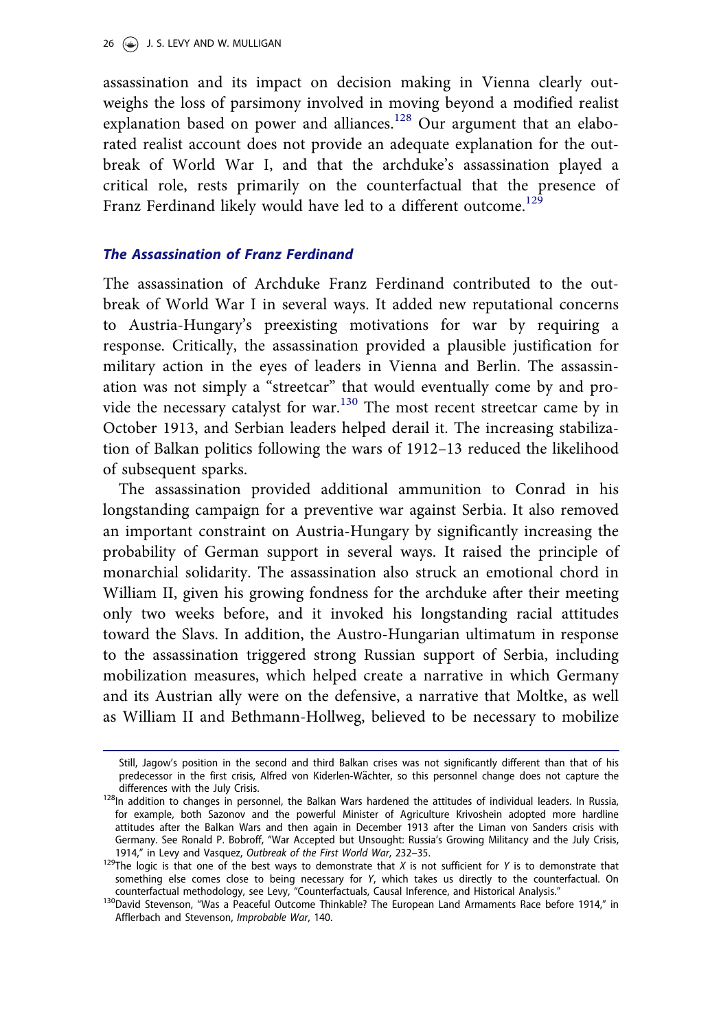assassination and its impact on decision making in Vienna clearly outweighs the loss of parsimony involved in moving beyond a modified realist explanation based on power and alliances.[128] Our argument that an elaborated realist account does not provide an adequate explanation for the outbreak of World War I, and that the archduke's assassination played a critical role, rests primarily on the counterfactual that the presence of Franz Ferdinand likely would have led to a different outcome.[129]

### *The Assassination of Franz Ferdinand*

The assassination of Archduke Franz Ferdinand contributed to the outbreak of World War I in several ways. It added new reputational concerns to Austria-Hungary's preexisting motivations for war by requiring a response. Critically, the assassination provided a plausible justification for military action in the eyes of leaders in Vienna and Berlin. The assassination was not simply a "streetcar" that would eventually come by and provide the necessary catalyst for war.[130] The most recent streetcar came by in October 1913, and Serbian leaders helped derail it. The increasing stabilization of Balkan politics following the wars of 1912–13 reduced the likelihood of subsequent sparks.

The assassination provided additional ammunition to Conrad in his longstanding campaign for a preventive war against Serbia. It also removed an important constraint on Austria-Hungary by significantly increasing the probability of German support in several ways. It raised the principle of monarchial solidarity. The assassination also struck an emotional chord in William II, given his growing fondness for the archduke after their meeting only two weeks before, and it invoked his longstanding racial attitudes toward the Slavs. In addition, the Austro-Hungarian ultimatum in response to the assassination triggered strong Russian support of Serbia, including mobilization measures, which helped create a narrative in which Germany and its Austrian ally were on the defensive, a narrative that Moltke, as well as William II and Bethmann-Hollweg, believed to be necessary to mobilize

---

Still, Jagow's position in the second and third Balkan crises was not significantly different than that of his predecessor in the first crisis, Alfred von Kiderlen-Wächter, so this personnel change does not capture the differences with the July Crisis.

[128] In addition to changes in personnel, the Balkan Wars hardened the attitudes of individual leaders. In Russia, for example, both Sazonov and the powerful Minister of Agriculture Krivoshein adopted more hardline attitudes after the Balkan Wars and then again in December 1913 after the Liman von Sanders crisis with Germany. See Ronald P. Bobroff, "War Accepted but Unsought: Russia's Growing Militancy and the July Crisis, 1914," in Levy and Vasquez, *Outbreak of the First World War*, 232–35.

[129] The logic is that one of the best ways to demonstrate that *X* is not sufficient for *Y* is to demonstrate that something else comes close to being necessary for *Y*, which takes us directly to the counterfactual. On counterfactual methodology, see Levy, "Counterfactuals, Causal Inference, and Historical Analysis."

[130] David Stevenson, "Was a Peaceful Outcome Thinkable? The European Land Armaments Race before 1914," in Afflerbach and Stevenson, *Improbable War*, 140.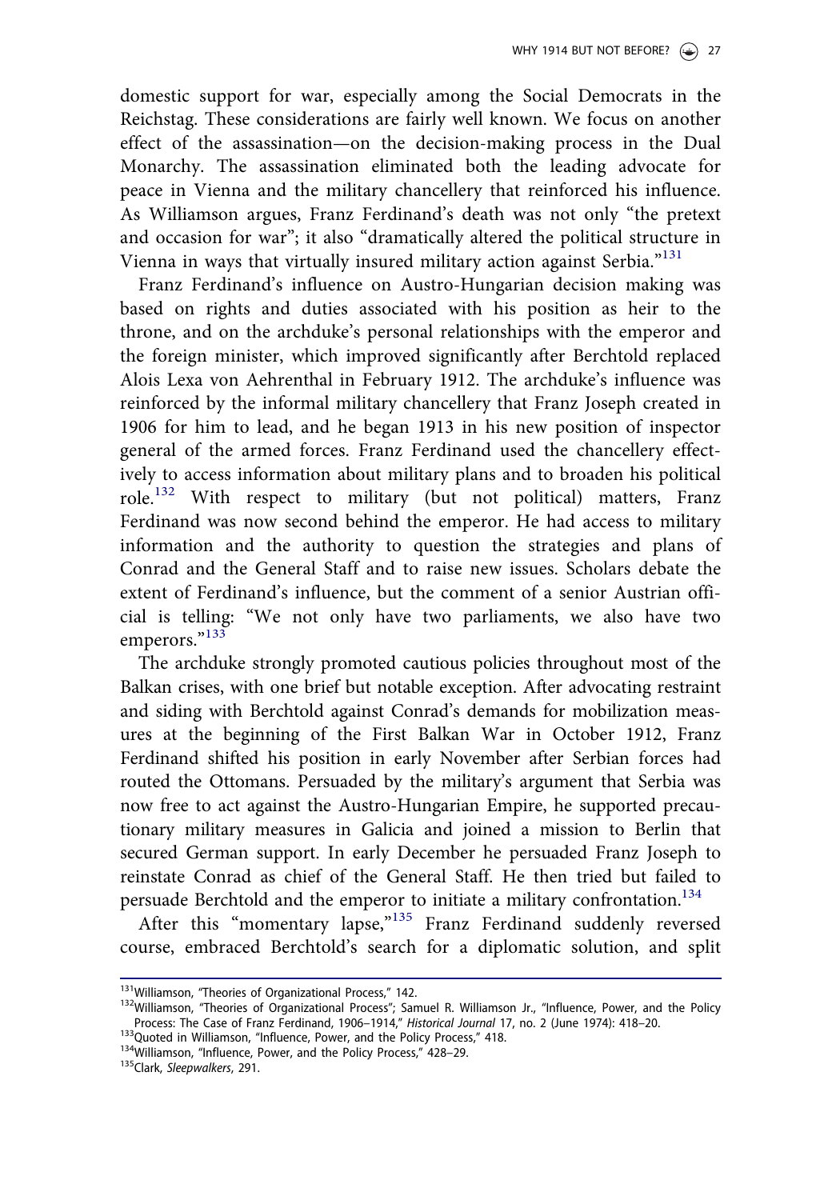domestic support for war, especially among the Social Democrats in the Reichstag. These considerations are fairly well known. We focus on another effect of the assassination—on the decision-making process in the Dual Monarchy. The assassination eliminated both the leading advocate for peace in Vienna and the military chancellery that reinforced his influence. As Williamson argues, Franz Ferdinand's death was not only "the pretext and occasion for war"; it also "dramatically altered the political structure in Vienna in ways that virtually insured military action against Serbia."[131]

Franz Ferdinand's influence on Austro-Hungarian decision making was based on rights and duties associated with his position as heir to the throne, and on the archduke's personal relationships with the emperor and the foreign minister, which improved significantly after Berchtold replaced Alois Lexa von Aehrenthal in February 1912. The archduke's influence was reinforced by the informal military chancellery that Franz Joseph created in 1906 for him to lead, and he began 1913 in his new position of inspector general of the armed forces. Franz Ferdinand used the chancellery effectively to access information about military plans and to broaden his political role.[132] With respect to military (but not political) matters, Franz Ferdinand was now second behind the emperor. He had access to military information and the authority to question the strategies and plans of Conrad and the General Staff and to raise new issues. Scholars debate the extent of Ferdinand's influence, but the comment of a senior Austrian official is telling: "We not only have two parliaments, we also have two emperors."[133]

The archduke strongly promoted cautious policies throughout most of the Balkan crises, with one brief but notable exception. After advocating restraint and siding with Berchtold against Conrad's demands for mobilization measures at the beginning of the First Balkan War in October 1912, Franz Ferdinand shifted his position in early November after Serbian forces had routed the Ottomans. Persuaded by the military's argument that Serbia was now free to act against the Austro-Hungarian Empire, he supported precautionary military measures in Galicia and joined a mission to Berlin that secured German support. In early December he persuaded Franz Joseph to reinstate Conrad as chief of the General Staff. He then tried but failed to persuade Berchtold and the emperor to initiate a military confrontation.[134]

After this "momentary lapse,"[135] Franz Ferdinand suddenly reversed course, embraced Berchtold's search for a diplomatic solution, and split

---

[131] Williamson, "Theories of Organizational Process," 142.

[132] Williamson, "Theories of Organizational Process"; Samuel R. Williamson Jr., "Influence, Power, and the Policy Process: The Case of Franz Ferdinand, 1906–1914," *Historical Journal* 17, no. 2 (June 1974): 418–20.

[133] Quoted in Williamson, "Influence, Power, and the Policy Process," 418.

[134] Williamson, "Influence, Power, and the Policy Process," 428–29.

[135] Clark, *Sleepwalkers*, 291.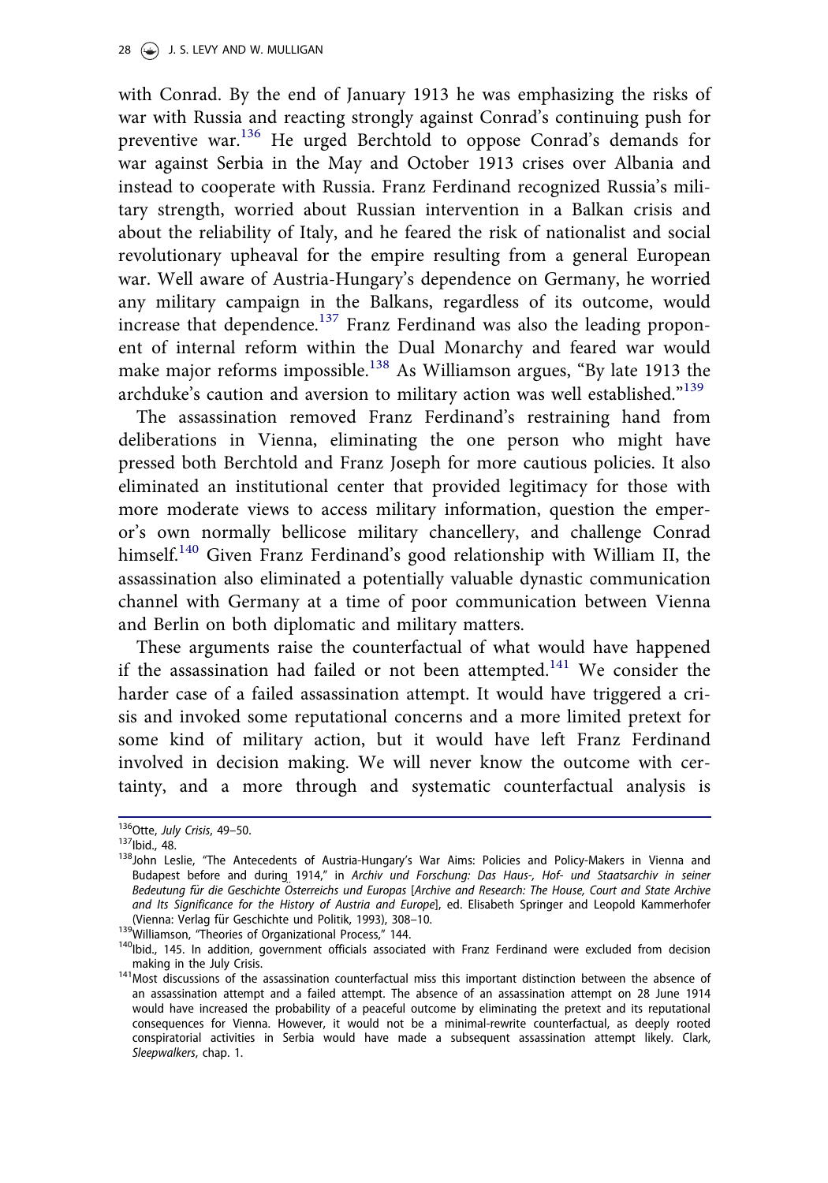with Conrad. By the end of January 1913 he was emphasizing the risks of war with Russia and reacting strongly against Conrad's continuing push for preventive war.[136] He urged Berchtold to oppose Conrad's demands for war against Serbia in the May and October 1913 crises over Albania and instead to cooperate with Russia. Franz Ferdinand recognized Russia's military strength, worried about Russian intervention in a Balkan crisis and about the reliability of Italy, and he feared the risk of nationalist and social revolutionary upheaval for the empire resulting from a general European war. Well aware of Austria-Hungary's dependence on Germany, he worried any military campaign in the Balkans, regardless of its outcome, would increase that dependence.[137] Franz Ferdinand was also the leading proponent of internal reform within the Dual Monarchy and feared war would make major reforms impossible.[138] As Williamson argues, "By late 1913 the archduke's caution and aversion to military action was well established."[139]

The assassination removed Franz Ferdinand's restraining hand from deliberations in Vienna, eliminating the one person who might have pressed both Berchtold and Franz Joseph for more cautious policies. It also eliminated an institutional center that provided legitimacy for those with more moderate views to access military information, question the emperor's own normally bellicose military chancellery, and challenge Conrad himself.[140] Given Franz Ferdinand's good relationship with William II, the assassination also eliminated a potentially valuable dynastic communication channel with Germany at a time of poor communication between Vienna and Berlin on both diplomatic and military matters.

These arguments raise the counterfactual of what would have happened if the assassination had failed or not been attempted.[141] We consider the harder case of a failed assassination attempt. It would have triggered a crisis and invoked some reputational concerns and a more limited pretext for some kind of military action, but it would have left Franz Ferdinand involved in decision making. We will never know the outcome with certainty, and a more through and systematic counterfactual analysis is

---

[136] Otte, *July Crisis*, 49–50.

[137] Ibid., 48.

[138] John Leslie, "The Antecedents of Austria-Hungary's War Aims: Policies and Policy-Makers in Vienna and Budapest before and during 1914," in *Archiv und Forschung: Das Haus-, Hof- und Staatsarchiv in seiner Bedeutung für die Geschichte Österreichs und Europas* [*Archive and Research: The House, Court and State Archive and Its Significance for the History of Austria and Europe*], ed. Elisabeth Springer and Leopold Kammerhofer (Vienna: Verlag für Geschichte und Politik, 1993), 308–10.

[139] Williamson, "Theories of Organizational Process," 144.

[140] Ibid., 145. In addition, government officials associated with Franz Ferdinand were excluded from decision making in the July Crisis.

[141] Most discussions of the assassination counterfactual miss this important distinction between the absence of an assassination attempt and a failed attempt. The absence of an assassination attempt on 28 June 1914 would have increased the probability of a peaceful outcome by eliminating the pretext and its reputational consequences for Vienna. However, it would not be a minimal-rewrite counterfactual, as deeply rooted conspiratorial activities in Serbia would have made a subsequent assassination attempt likely. Clark, *Sleepwalkers*, chap. 1.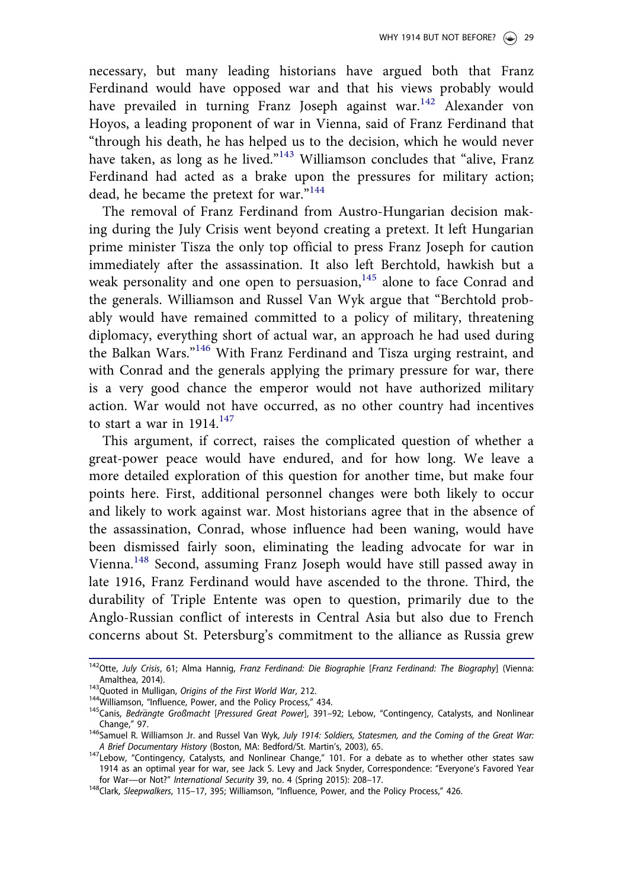necessary, but many leading historians have argued both that Franz Ferdinand would have opposed war and that his views probably would have prevailed in turning Franz Joseph against war.[142] Alexander von Hoyos, a leading proponent of war in Vienna, said of Franz Ferdinand that "through his death, he has helped us to the decision, which he would never have taken, as long as he lived."[143] Williamson concludes that "alive, Franz Ferdinand had acted as a brake upon the pressures for military action; dead, he became the pretext for war."[144]

The removal of Franz Ferdinand from Austro-Hungarian decision making during the July Crisis went beyond creating a pretext. It left Hungarian prime minister Tisza the only top official to press Franz Joseph for caution immediately after the assassination. It also left Berchtold, hawkish but a weak personality and one open to persuasion,[145] alone to face Conrad and the generals. Williamson and Russel Van Wyk argue that "Berchtold probably would have remained committed to a policy of military, threatening diplomacy, everything short of actual war, an approach he had used during the Balkan Wars."[146] With Franz Ferdinand and Tisza urging restraint, and with Conrad and the generals applying the primary pressure for war, there is a very good chance the emperor would not have authorized military action. War would not have occurred, as no other country had incentives to start a war in 1914.[147]

This argument, if correct, raises the complicated question of whether a great-power peace would have endured, and for how long. We leave a more detailed exploration of this question for another time, but make four points here. First, additional personnel changes were both likely to occur and likely to work against war. Most historians agree that in the absence of the assassination, Conrad, whose influence had been waning, would have been dismissed fairly soon, eliminating the leading advocate for war in Vienna.[148] Second, assuming Franz Joseph would have still passed away in late 1916, Franz Ferdinand would have ascended to the throne. Third, the durability of Triple Entente was open to question, primarily due to the Anglo-Russian conflict of interests in Central Asia but also due to French concerns about St. Petersburg's commitment to the alliance as Russia grew

---

[142] Otte, *July Crisis*, 61; Alma Hannig, *Franz Ferdinand: Die Biographie* [*Franz Ferdinand: The Biography*] (Vienna: Amalthea, 2014).

[143] Quoted in Mulligan, *Origins of the First World War*, 212.

[144] Williamson, "Influence, Power, and the Policy Process," 434.

[145] Canis, *Bedrängte Großmacht* [*Pressured Great Power*], 391–92; Lebow, "Contingency, Catalysts, and Nonlinear Change," 97.

[146] Samuel R. Williamson Jr. and Russel Van Wyk, *July 1914: Soldiers, Statesmen, and the Coming of the Great War: A Brief Documentary History* (Boston, MA: Bedford/St. Martin's, 2003), 65.

[147] Lebow, "Contingency, Catalysts, and Nonlinear Change," 101. For a debate as to whether other states saw 1914 as an optimal year for war, see Jack S. Levy and Jack Snyder, Correspondence: "Everyone's Favored Year for War—or Not?" *International Security* 39, no. 4 (Spring 2015): 208–17.

[148] Clark, *Sleepwalkers*, 115–17, 395; Williamson, "Influence, Power, and the Policy Process," 426.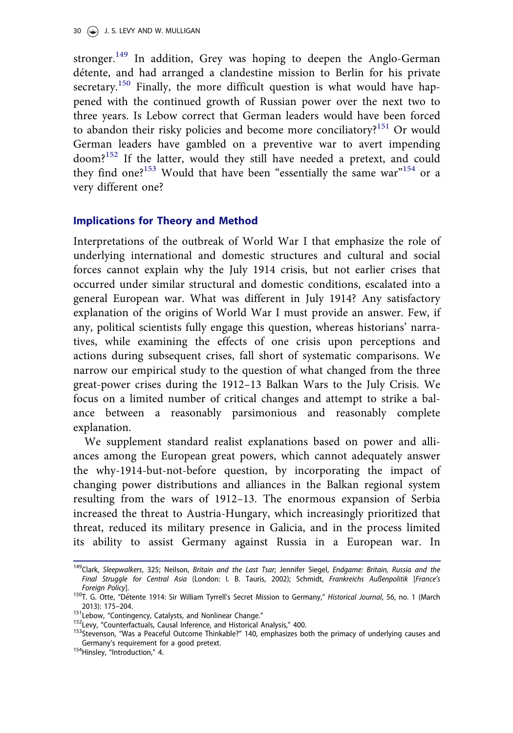stronger.[149] In addition, Grey was hoping to deepen the Anglo-German détente, and had arranged a clandestine mission to Berlin for his private secretary.[150] Finally, the more difficult question is what would have happened with the continued growth of Russian power over the next two to three years. Is Lebow correct that German leaders would have been forced to abandon their risky policies and become more conciliatory?[151] Or would German leaders have gambled on a preventive war to avert impending doom?[152] If the latter, would they still have needed a pretext, and could they find one?[153] Would that have been "essentially the same war"[154] or a very different one?

## Implications for Theory and Method

Interpretations of the outbreak of World War I that emphasize the role of underlying international and domestic structures and cultural and social forces cannot explain why the July 1914 crisis, but not earlier crises that occurred under similar structural and domestic conditions, escalated into a general European war. What was different in July 1914? Any satisfactory explanation of the origins of World War I must provide an answer. Few, if any, political scientists fully engage this question, whereas historians' narratives, while examining the effects of one crisis upon perceptions and actions during subsequent crises, fall short of systematic comparisons. We narrow our empirical study to the question of what changed from the three great-power crises during the 1912–13 Balkan Wars to the July Crisis. We focus on a limited number of critical changes and attempt to strike a balance between a reasonably parsimonious and reasonably complete explanation.

We supplement standard realist explanations based on power and alliances among the European great powers, which cannot adequately answer the why-1914-but-not-before question, by incorporating the impact of changing power distributions and alliances in the Balkan regional system resulting from the wars of 1912–13. The enormous expansion of Serbia increased the threat to Austria-Hungary, which increasingly prioritized that threat, reduced its military presence in Galicia, and in the process limited its ability to assist Germany against Russia in a European war. In

---

[149] Clark, *Sleepwalkers*, 325; Neilson, *Britain and the Last Tsar*; Jennifer Siegel, *Endgame: Britain, Russia and the Final Struggle for Central Asia* (London: I. B. Tauris, 2002); Schmidt, *Frankreichs Außenpolitik* [*France's Foreign Policy*].

[150] T. G. Otte, "Détente 1914: Sir William Tyrrell's Secret Mission to Germany," *Historical Journal*, 56, no. 1 (March 2013): 175–204.

[151] Lebow, "Contingency, Catalysts, and Nonlinear Change."

[152] Levy, "Counterfactuals, Causal Inference, and Historical Analysis," 400.

[153] Stevenson, "Was a Peaceful Outcome Thinkable?" 140, emphasizes both the primacy of underlying causes and Germany's requirement for a good pretext.

[154] Hinsley, "Introduction," 4.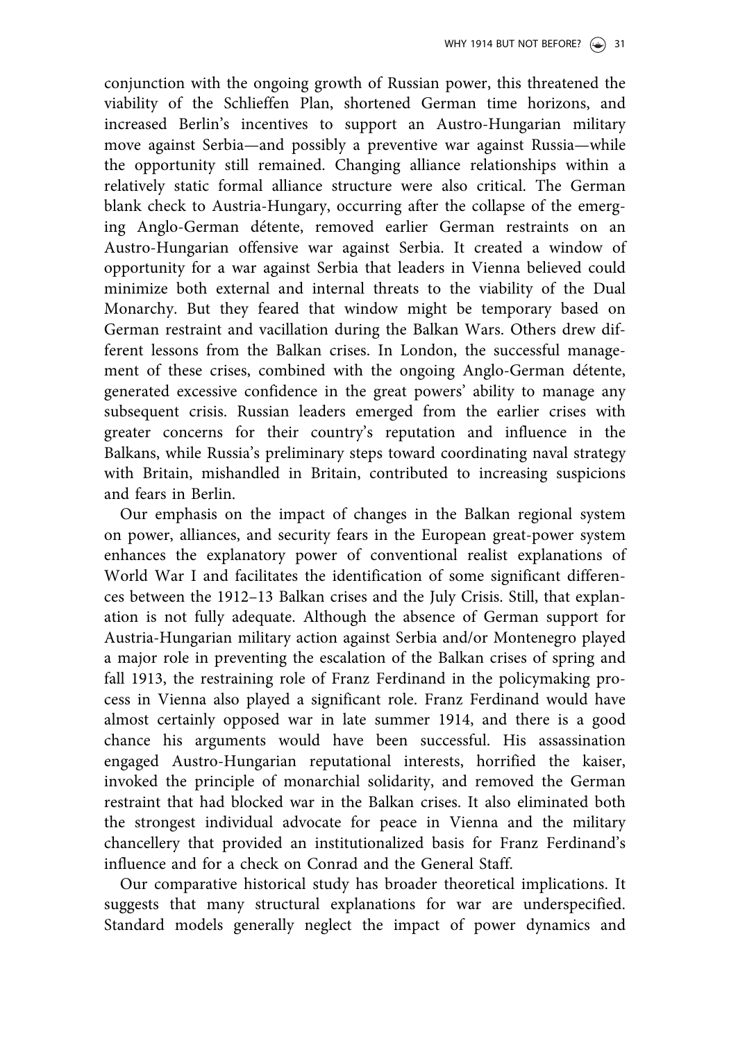conjunction with the ongoing growth of Russian power, this threatened the viability of the Schlieffen Plan, shortened German time horizons, and increased Berlin's incentives to support an Austro-Hungarian military move against Serbia—and possibly a preventive war against Russia—while the opportunity still remained. Changing alliance relationships within a relatively static formal alliance structure were also critical. The German blank check to Austria-Hungary, occurring after the collapse of the emerging Anglo-German détente, removed earlier German restraints on an Austro-Hungarian offensive war against Serbia. It created a window of opportunity for a war against Serbia that leaders in Vienna believed could minimize both external and internal threats to the viability of the Dual Monarchy. But they feared that window might be temporary based on German restraint and vacillation during the Balkan Wars. Others drew different lessons from the Balkan crises. In London, the successful management of these crises, combined with the ongoing Anglo-German détente, generated excessive confidence in the great powers' ability to manage any subsequent crisis. Russian leaders emerged from the earlier crises with greater concerns for their country's reputation and influence in the Balkans, while Russia's preliminary steps toward coordinating naval strategy with Britain, mishandled in Britain, contributed to increasing suspicions and fears in Berlin.

Our emphasis on the impact of changes in the Balkan regional system on power, alliances, and security fears in the European great-power system enhances the explanatory power of conventional realist explanations of World War I and facilitates the identification of some significant differences between the 1912–13 Balkan crises and the July Crisis. Still, that explanation is not fully adequate. Although the absence of German support for Austria-Hungarian military action against Serbia and/or Montenegro played a major role in preventing the escalation of the Balkan crises of spring and fall 1913, the restraining role of Franz Ferdinand in the policymaking process in Vienna also played a significant role. Franz Ferdinand would have almost certainly opposed war in late summer 1914, and there is a good chance his arguments would have been successful. His assassination engaged Austro-Hungarian reputational interests, horrified the kaiser, invoked the principle of monarchial solidarity, and removed the German restraint that had blocked war in the Balkan crises. It also eliminated both the strongest individual advocate for peace in Vienna and the military chancellery that provided an institutionalized basis for Franz Ferdinand's influence and for a check on Conrad and the General Staff.

Our comparative historical study has broader theoretical implications. It suggests that many structural explanations for war are underspecified. Standard models generally neglect the impact of power dynamics and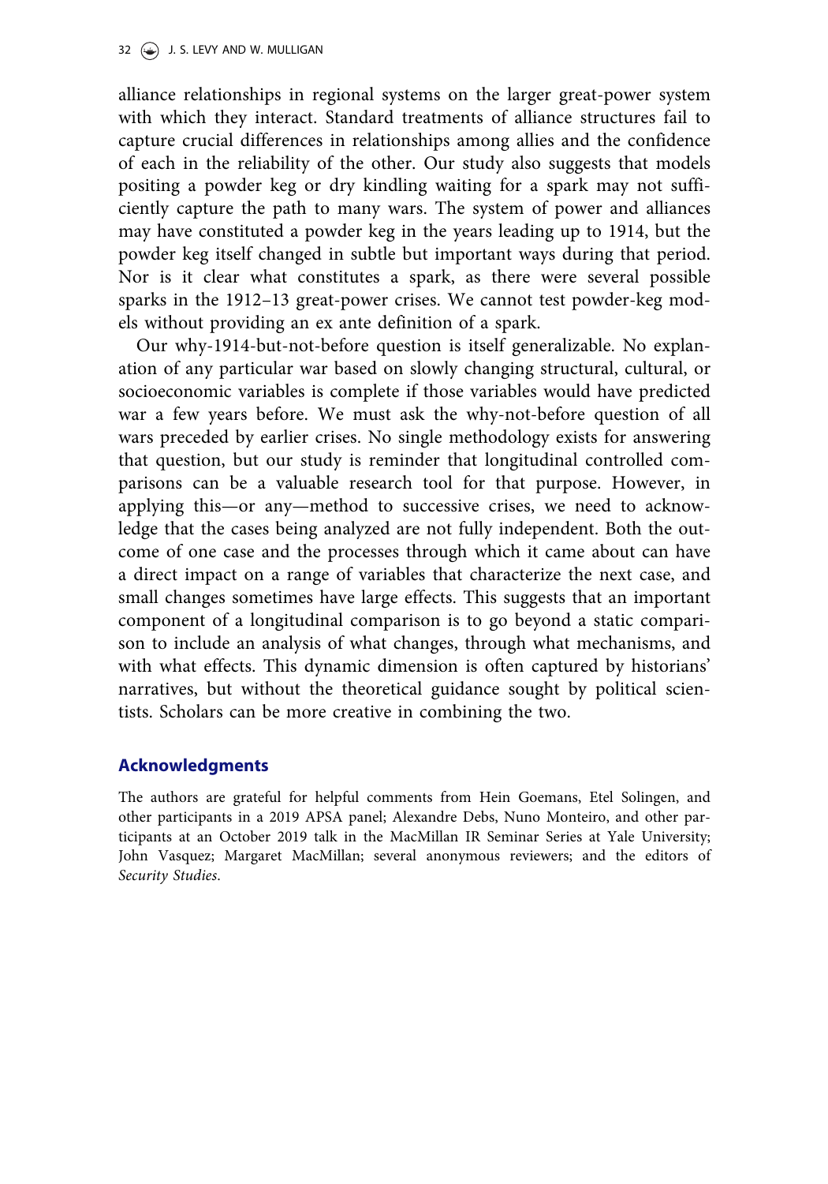alliance relationships in regional systems on the larger great-power system with which they interact. Standard treatments of alliance structures fail to capture crucial differences in relationships among allies and the confidence of each in the reliability of the other. Our study also suggests that models positing a powder keg or dry kindling waiting for a spark may not sufficiently capture the path to many wars. The system of power and alliances may have constituted a powder keg in the years leading up to 1914, but the powder keg itself changed in subtle but important ways during that period. Nor is it clear what constitutes a spark, as there were several possible sparks in the 1912–13 great-power crises. We cannot test powder-keg models without providing an ex ante definition of a spark.

Our why-1914-but-not-before question is itself generalizable. No explanation of any particular war based on slowly changing structural, cultural, or socioeconomic variables is complete if those variables would have predicted war a few years before. We must ask the why-not-before question of all wars preceded by earlier crises. No single methodology exists for answering that question, but our study is reminder that longitudinal controlled comparisons can be a valuable research tool for that purpose. However, in applying this—or any—method to successive crises, we need to acknowledge that the cases being analyzed are not fully independent. Both the outcome of one case and the processes through which it came about can have a direct impact on a range of variables that characterize the next case, and small changes sometimes have large effects. This suggests that an important component of a longitudinal comparison is to go beyond a static comparison to include an analysis of what changes, through what mechanisms, and with what effects. This dynamic dimension is often captured by historians' narratives, but without the theoretical guidance sought by political scientists. Scholars can be more creative in combining the two.

## Acknowledgments

The authors are grateful for helpful comments from Hein Goemans, Etel Solingen, and other participants in a 2019 APSA panel; Alexandre Debs, Nuno Monteiro, and other participants at an October 2019 talk in the MacMillan IR Seminar Series at Yale University; John Vasquez; Margaret MacMillan; several anonymous reviewers; and the editors of *Security Studies*.